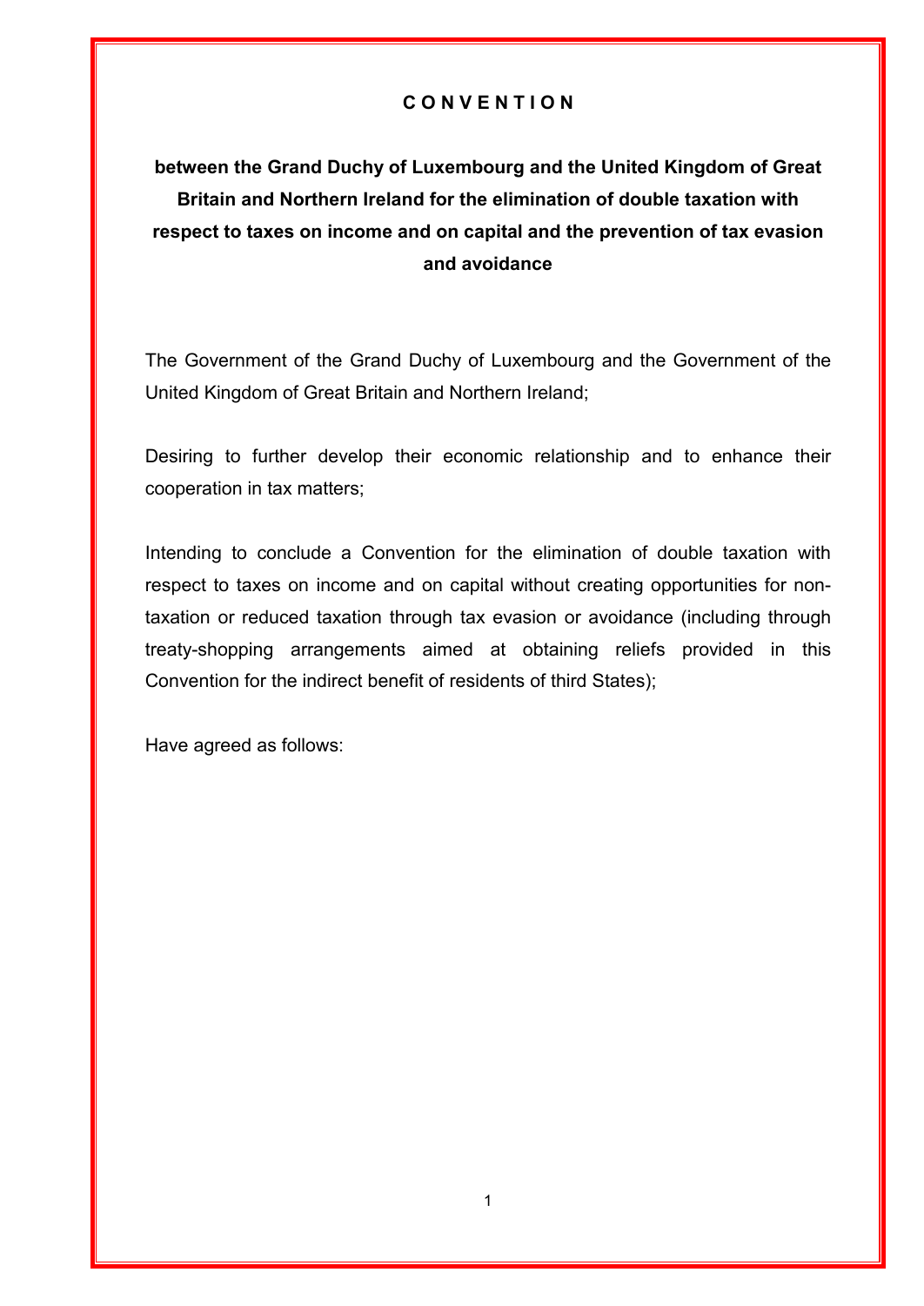# C O N V E N T I O N

**between the Grand Duchy of Luxembourg and the United Kingdom of Great Britain and Northern Ireland for the elimination of double taxation with respect to taxes on income and on capital and the prevention of tax evasion and avoidance**

The Government of the Grand Duchy of Luxembourg and the Government of the United Kingdom of Great Britain and Northern Ireland;

Desiring to further develop their economic relationship and to enhance their cooperation in tax matters;

Intending to conclude a Convention for the elimination of double taxation with respect to taxes on income and on capital without creating opportunities for non-taxation or reduced taxation through tax evasion or avoidance (including through treaty-shopping arrangements aimed at obtaining reliefs provided in this Convention for the indirect benefit of residents of third States);

Have agreed as follows: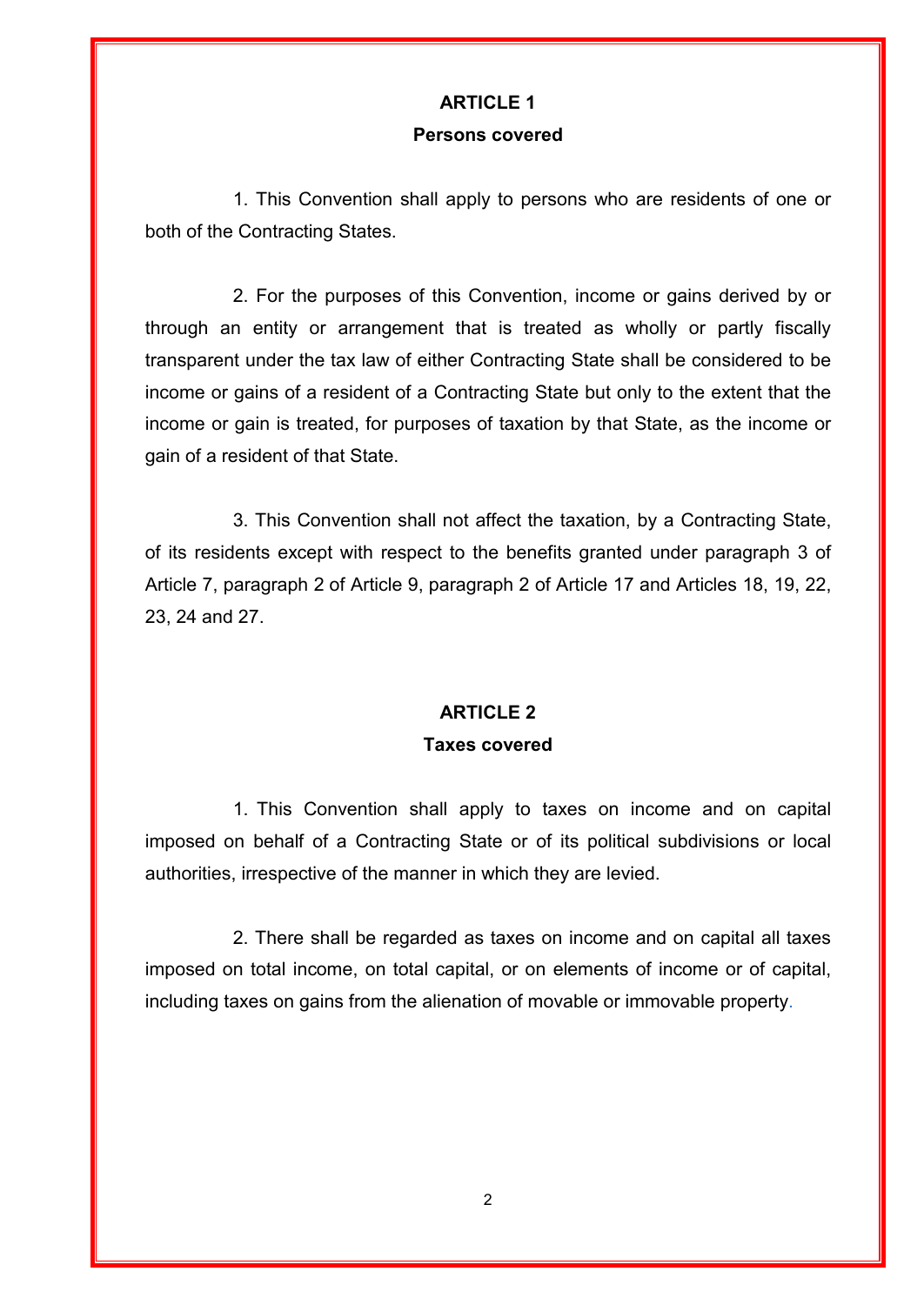## ARTICLE 1

### Persons covered

1. This Convention shall apply to persons who are residents of one or both of the Contracting States.

2. For the purposes of this Convention, income or gains derived by or through an entity or arrangement that is treated as wholly or partly fiscally transparent under the tax law of either Contracting State shall be considered to be income or gains of a resident of a Contracting State but only to the extent that the income or gain is treated, for purposes of taxation by that State, as the income or gain of a resident of that State.

3. This Convention shall not affect the taxation, by a Contracting State, of its residents except with respect to the benefits granted under paragraph 3 of Article 7, paragraph 2 of Article 9, paragraph 2 of Article 17 and Articles 18, 19, 22, 23, 24 and 27.

## ARTICLE 2

### Taxes covered

1. This Convention shall apply to taxes on income and on capital imposed on behalf of a Contracting State or of its political subdivisions or local authorities, irrespective of the manner in which they are levied.

2. There shall be regarded as taxes on income and on capital all taxes imposed on total income, on total capital, or on elements of income or of capital, including taxes on gains from the alienation of movable or immovable property.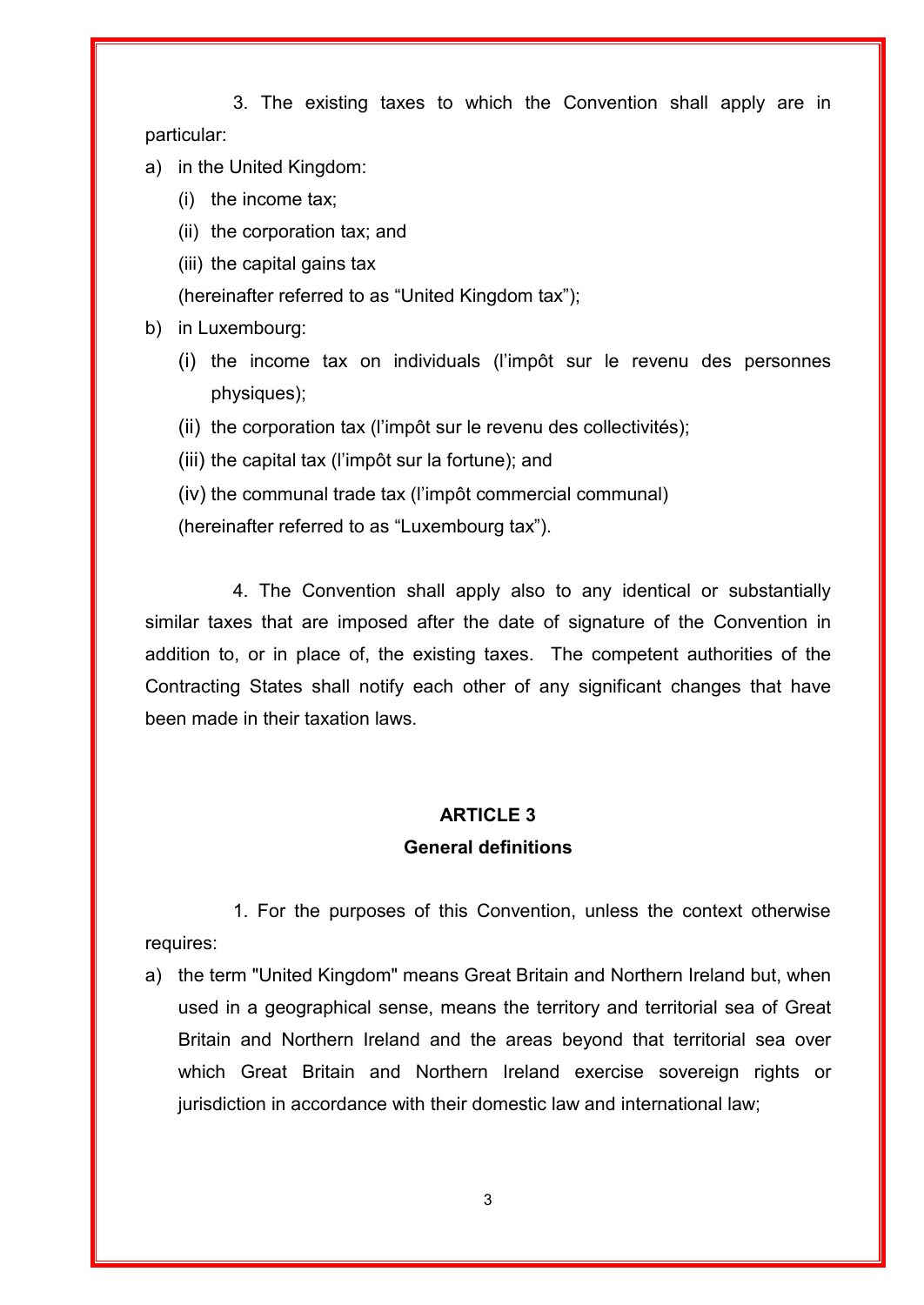3. The existing taxes to which the Convention shall apply are in particular:

a) in the United Kingdom:
   (i) the income tax;
   (ii) the corporation tax; and
   (iii) the capital gains tax

   (hereinafter referred to as "United Kingdom tax");

b) in Luxembourg:
   (i) the income tax on individuals (l'impôt sur le revenu des personnes physiques);
   (ii) the corporation tax (l'impôt sur le revenu des collectivités);
   (iii) the capital tax (l'impôt sur la fortune); and
   (iv) the communal trade tax (l'impôt commercial communal)

   (hereinafter referred to as "Luxembourg tax").

4. The Convention shall apply also to any identical or substantially similar taxes that are imposed after the date of signature of the Convention in addition to, or in place of, the existing taxes. The competent authorities of the Contracting States shall notify each other of any significant changes that have been made in their taxation laws.

## ARTICLE 3
### General definitions

1. For the purposes of this Convention, unless the context otherwise requires:

a) the term "United Kingdom" means Great Britain and Northern Ireland but, when used in a geographical sense, means the territory and territorial sea of Great Britain and Northern Ireland and the areas beyond that territorial sea over which Great Britain and Northern Ireland exercise sovereign rights or jurisdiction in accordance with their domestic law and international law;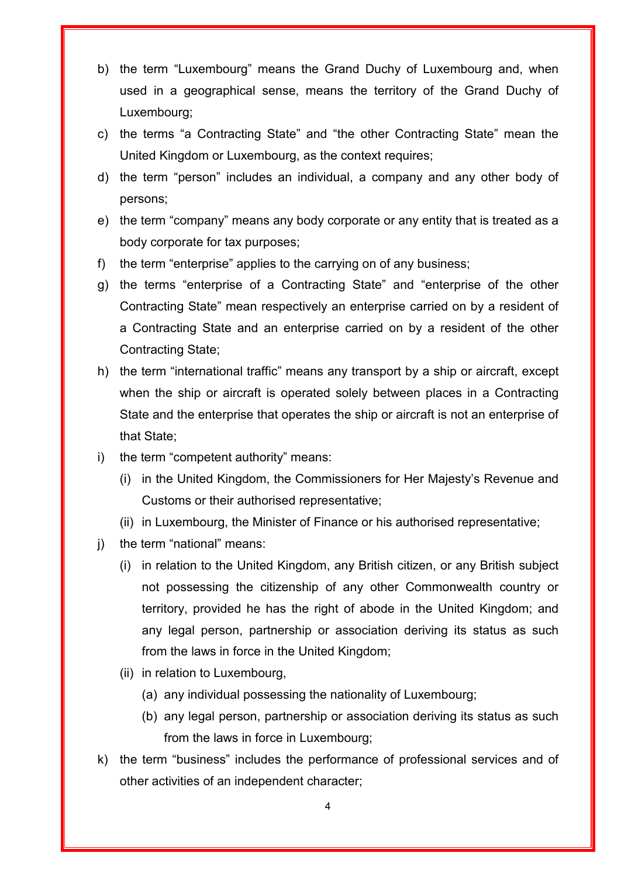b) the term “Luxembourg” means the Grand Duchy of Luxembourg and, when used in a geographical sense, means the territory of the Grand Duchy of Luxembourg;

c) the terms “a Contracting State” and “the other Contracting State” mean the United Kingdom or Luxembourg, as the context requires;

d) the term “person” includes an individual, a company and any other body of persons;

e) the term “company” means any body corporate or any entity that is treated as a body corporate for tax purposes;

f) the term “enterprise” applies to the carrying on of any business;

g) the terms “enterprise of a Contracting State” and “enterprise of the other Contracting State” mean respectively an enterprise carried on by a resident of a Contracting State and an enterprise carried on by a resident of the other Contracting State;

h) the term “international traffic” means any transport by a ship or aircraft, except when the ship or aircraft is operated solely between places in a Contracting State and the enterprise that operates the ship or aircraft is not an enterprise of that State;

i) the term “competent authority” means:

   (i) in the United Kingdom, the Commissioners for Her Majesty’s Revenue and Customs or their authorised representative;

   (ii) in Luxembourg, the Minister of Finance or his authorised representative;

j) the term “national” means:

   (i) in relation to the United Kingdom, any British citizen, or any British subject not possessing the citizenship of any other Commonwealth country or territory, provided he has the right of abode in the United Kingdom; and any legal person, partnership or association deriving its status as such from the laws in force in the United Kingdom;

   (ii) in relation to Luxembourg,

      (a) any individual possessing the nationality of Luxembourg;

      (b) any legal person, partnership or association deriving its status as such from the laws in force in Luxembourg;

k) the term “business” includes the performance of professional services and of other activities of an independent character;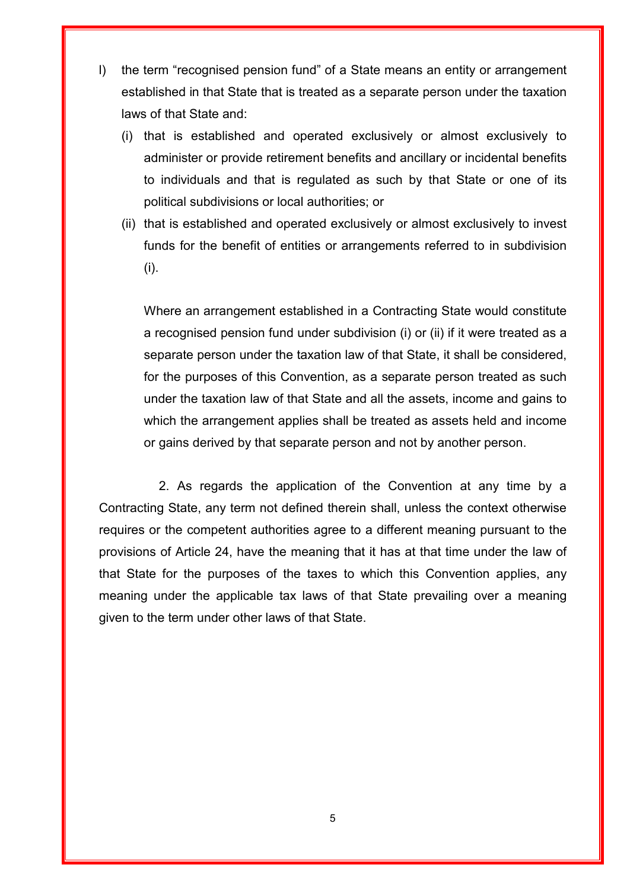l) the term “recognised pension fund” of a State means an entity or arrangement established in that State that is treated as a separate person under the taxation laws of that State and:

   (i) that is established and operated exclusively or almost exclusively to administer or provide retirement benefits and ancillary or incidental benefits to individuals and that is regulated as such by that State or one of its political subdivisions or local authorities; or

   (ii) that is established and operated exclusively or almost exclusively to invest funds for the benefit of entities or arrangements referred to in subdivision (i).

   Where an arrangement established in a Contracting State would constitute a recognised pension fund under subdivision (i) or (ii) if it were treated as a separate person under the taxation law of that State, it shall be considered, for the purposes of this Convention, as a separate person treated as such under the taxation law of that State and all the assets, income and gains to which the arrangement applies shall be treated as assets held and income or gains derived by that separate person and not by another person.

2. As regards the application of the Convention at any time by a Contracting State, any term not defined therein shall, unless the context otherwise requires or the competent authorities agree to a different meaning pursuant to the provisions of Article 24, have the meaning that it has at that time under the law of that State for the purposes of the taxes to which this Convention applies, any meaning under the applicable tax laws of that State prevailing over a meaning given to the term under other laws of that State.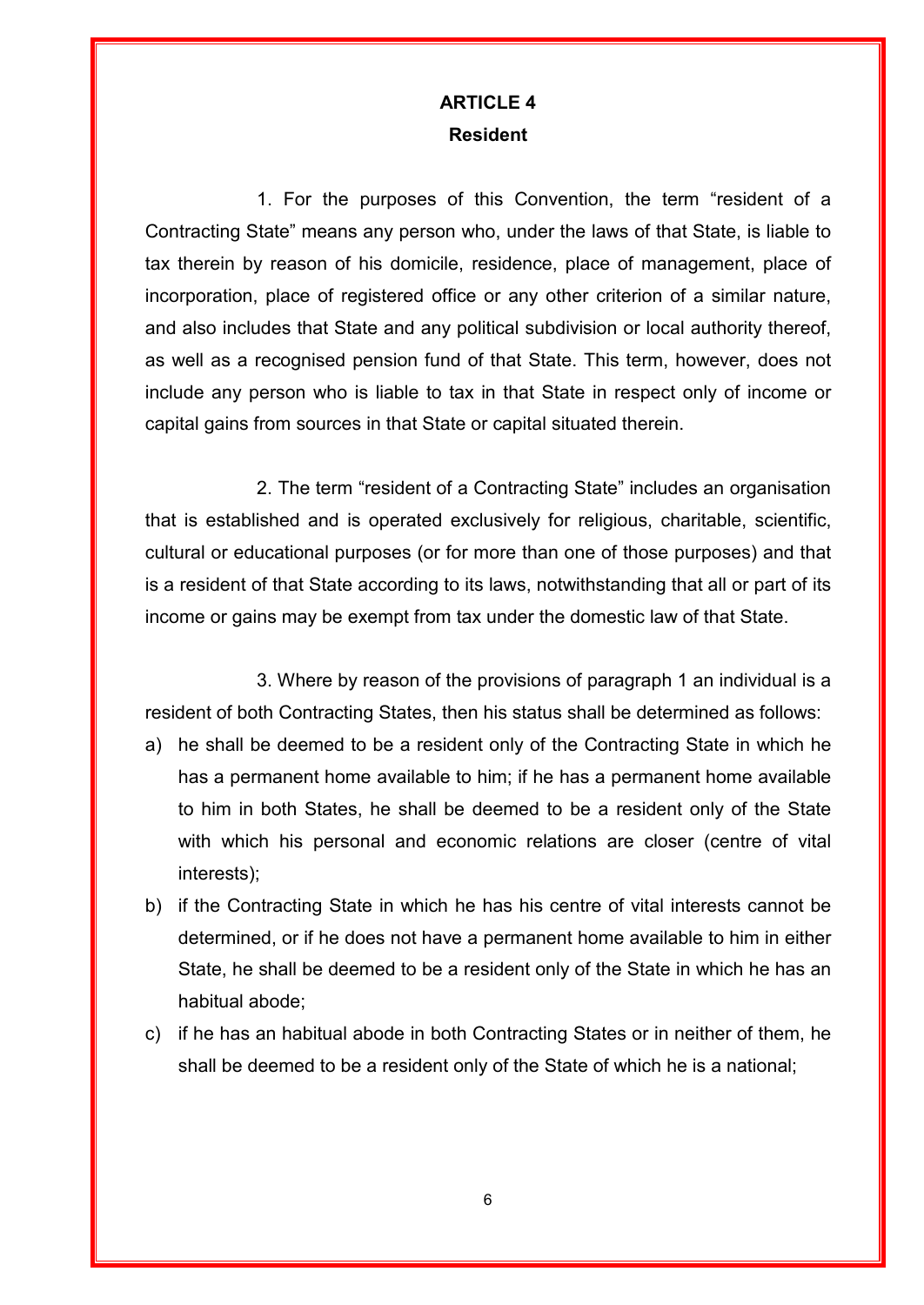## ARTICLE 4

### Resident

1. For the purposes of this Convention, the term "resident of a Contracting State" means any person who, under the laws of that State, is liable to tax therein by reason of his domicile, residence, place of management, place of incorporation, place of registered office or any other criterion of a similar nature, and also includes that State and any political subdivision or local authority thereof, as well as a recognised pension fund of that State. This term, however, does not include any person who is liable to tax in that State in respect only of income or capital gains from sources in that State or capital situated therein.

2. The term "resident of a Contracting State" includes an organisation that is established and is operated exclusively for religious, charitable, scientific, cultural or educational purposes (or for more than one of those purposes) and that is a resident of that State according to its laws, notwithstanding that all or part of its income or gains may be exempt from tax under the domestic law of that State.

3. Where by reason of the provisions of paragraph 1 an individual is a resident of both Contracting States, then his status shall be determined as follows:

a) he shall be deemed to be a resident only of the Contracting State in which he has a permanent home available to him; if he has a permanent home available to him in both States, he shall be deemed to be a resident only of the State with which his personal and economic relations are closer (centre of vital interests);

b) if the Contracting State in which he has his centre of vital interests cannot be determined, or if he does not have a permanent home available to him in either State, he shall be deemed to be a resident only of the State in which he has an habitual abode;

c) if he has an habitual abode in both Contracting States or in neither of them, he shall be deemed to be a resident only of the State of which he is a national;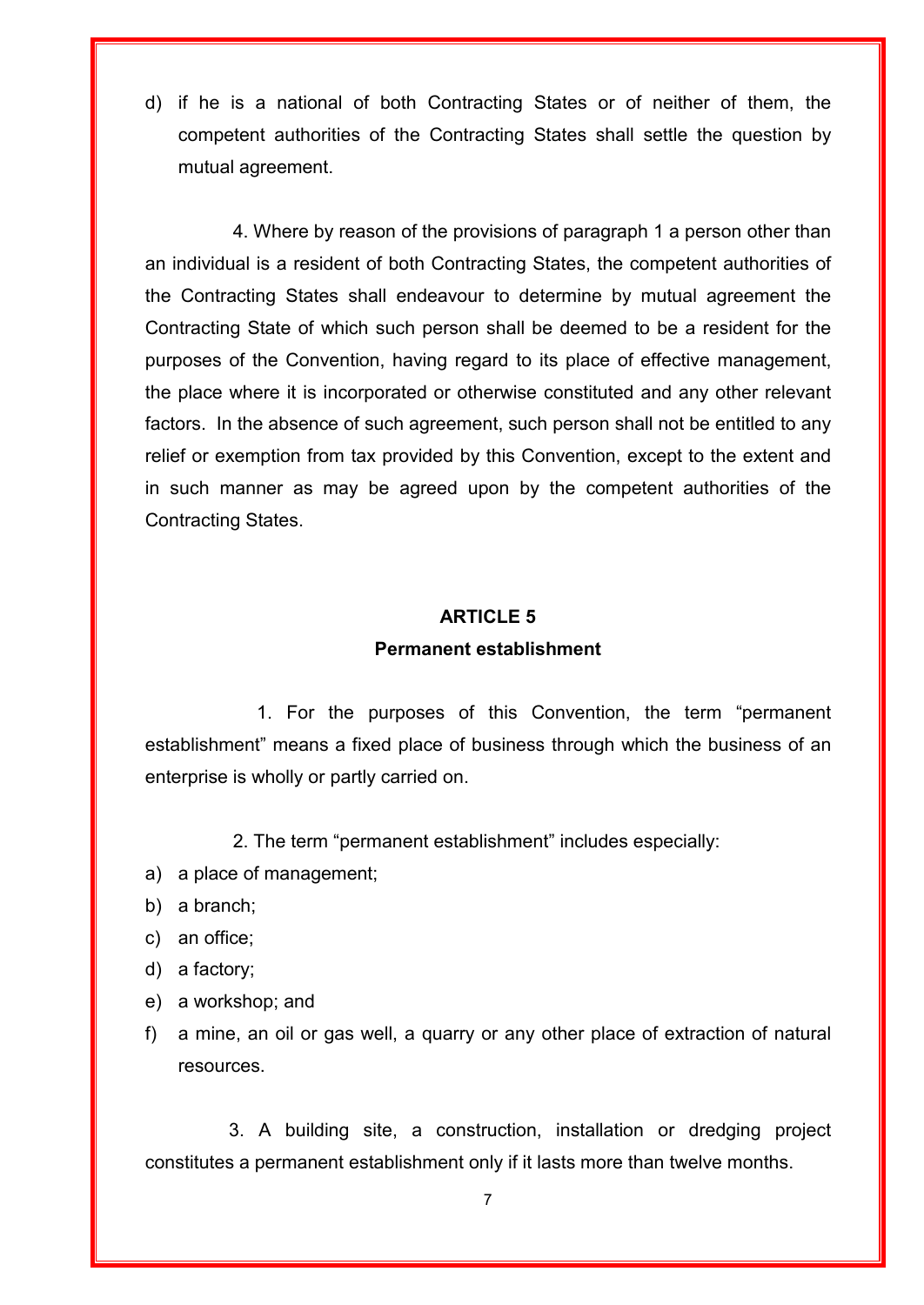d) if he is a national of both Contracting States or of neither of them, the competent authorities of the Contracting States shall settle the question by mutual agreement.

4. Where by reason of the provisions of paragraph 1 a person other than an individual is a resident of both Contracting States, the competent authorities of the Contracting States shall endeavour to determine by mutual agreement the Contracting State of which such person shall be deemed to be a resident for the purposes of the Convention, having regard to its place of effective management, the place where it is incorporated or otherwise constituted and any other relevant factors. In the absence of such agreement, such person shall not be entitled to any relief or exemption from tax provided by this Convention, except to the extent and in such manner as may be agreed upon by the competent authorities of the Contracting States.

## ARTICLE 5
### Permanent establishment

1. For the purposes of this Convention, the term "permanent establishment" means a fixed place of business through which the business of an enterprise is wholly or partly carried on.

2. The term "permanent establishment" includes especially:

a) a place of management;
b) a branch;
c) an office;
d) a factory;
e) a workshop; and
f) a mine, an oil or gas well, a quarry or any other place of extraction of natural resources.

3. A building site, a construction, installation or dredging project constitutes a permanent establishment only if it lasts more than twelve months.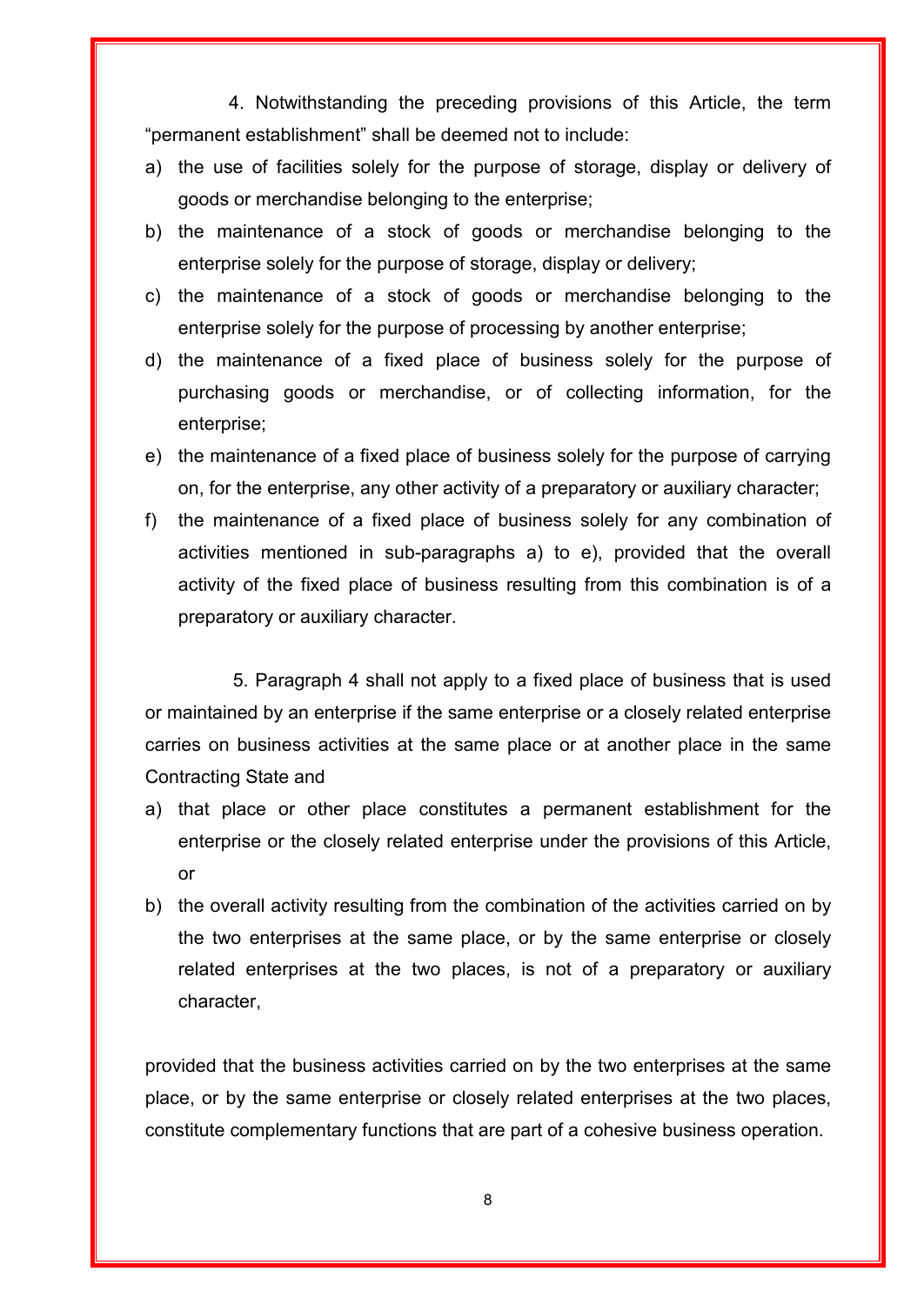4. Notwithstanding the preceding provisions of this Article, the term "permanent establishment" shall be deemed not to include:

a) the use of facilities solely for the purpose of storage, display or delivery of goods or merchandise belonging to the enterprise;
b) the maintenance of a stock of goods or merchandise belonging to the enterprise solely for the purpose of storage, display or delivery;
c) the maintenance of a stock of goods or merchandise belonging to the enterprise solely for the purpose of processing by another enterprise;
d) the maintenance of a fixed place of business solely for the purpose of purchasing goods or merchandise, or of collecting information, for the enterprise;
e) the maintenance of a fixed place of business solely for the purpose of carrying on, for the enterprise, any other activity of a preparatory or auxiliary character;
f) the maintenance of a fixed place of business solely for any combination of activities mentioned in sub-paragraphs a) to e), provided that the overall activity of the fixed place of business resulting from this combination is of a preparatory or auxiliary character.

5. Paragraph 4 shall not apply to a fixed place of business that is used or maintained by an enterprise if the same enterprise or a closely related enterprise carries on business activities at the same place or at another place in the same Contracting State and

a) that place or other place constitutes a permanent establishment for the enterprise or the closely related enterprise under the provisions of this Article, or
b) the overall activity resulting from the combination of the activities carried on by the two enterprises at the same place, or by the same enterprise or closely related enterprises at the two places, is not of a preparatory or auxiliary character,

provided that the business activities carried on by the two enterprises at the same place, or by the same enterprise or closely related enterprises at the two places, constitute complementary functions that are part of a cohesive business operation.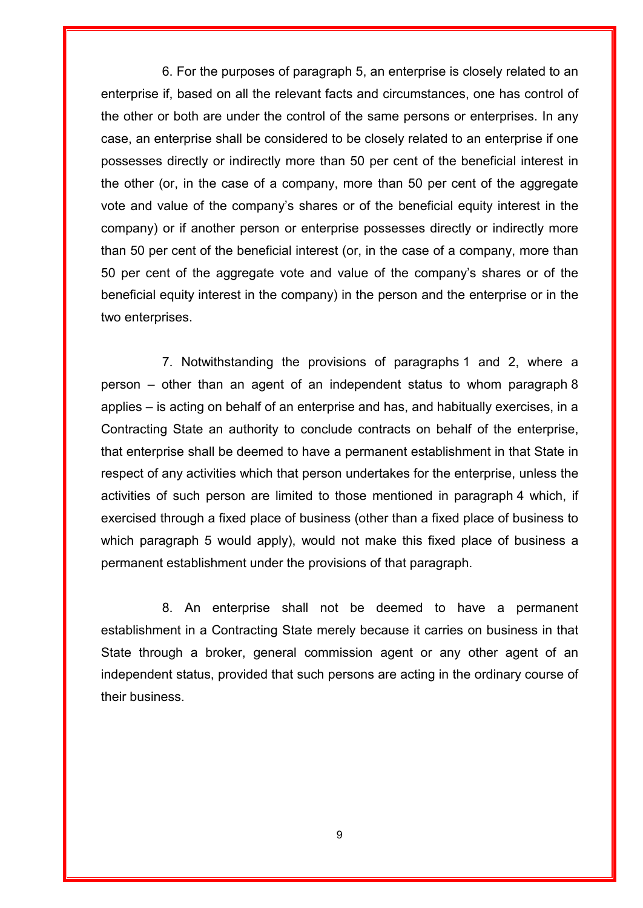6. For the purposes of paragraph 5, an enterprise is closely related to an enterprise if, based on all the relevant facts and circumstances, one has control of the other or both are under the control of the same persons or enterprises. In any case, an enterprise shall be considered to be closely related to an enterprise if one possesses directly or indirectly more than 50 per cent of the beneficial interest in the other (or, in the case of a company, more than 50 per cent of the aggregate vote and value of the company's shares or of the beneficial equity interest in the company) or if another person or enterprise possesses directly or indirectly more than 50 per cent of the beneficial interest (or, in the case of a company, more than 50 per cent of the aggregate vote and value of the company's shares or of the beneficial equity interest in the company) in the person and the enterprise or in the two enterprises.

7. Notwithstanding the provisions of paragraphs 1 and 2, where a person – other than an agent of an independent status to whom paragraph 8 applies – is acting on behalf of an enterprise and has, and habitually exercises, in a Contracting State an authority to conclude contracts on behalf of the enterprise, that enterprise shall be deemed to have a permanent establishment in that State in respect of any activities which that person undertakes for the enterprise, unless the activities of such person are limited to those mentioned in paragraph 4 which, if exercised through a fixed place of business (other than a fixed place of business to which paragraph 5 would apply), would not make this fixed place of business a permanent establishment under the provisions of that paragraph.

8. An enterprise shall not be deemed to have a permanent establishment in a Contracting State merely because it carries on business in that State through a broker, general commission agent or any other agent of an independent status, provided that such persons are acting in the ordinary course of their business.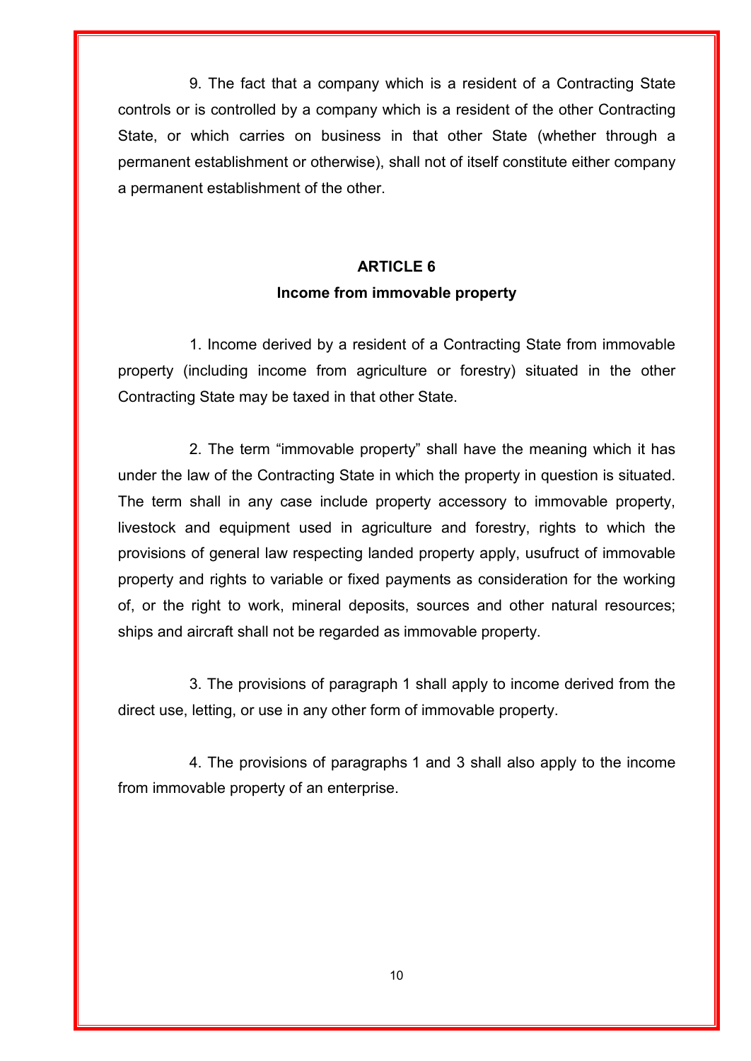9. The fact that a company which is a resident of a Contracting State controls or is controlled by a company which is a resident of the other Contracting State, or which carries on business in that other State (whether through a permanent establishment or otherwise), shall not of itself constitute either company a permanent establishment of the other.

## ARTICLE 6

### Income from immovable property

1. Income derived by a resident of a Contracting State from immovable property (including income from agriculture or forestry) situated in the other Contracting State may be taxed in that other State.

2. The term "immovable property" shall have the meaning which it has under the law of the Contracting State in which the property in question is situated. The term shall in any case include property accessory to immovable property, livestock and equipment used in agriculture and forestry, rights to which the provisions of general law respecting landed property apply, usufruct of immovable property and rights to variable or fixed payments as consideration for the working of, or the right to work, mineral deposits, sources and other natural resources; ships and aircraft shall not be regarded as immovable property.

3. The provisions of paragraph 1 shall apply to income derived from the direct use, letting, or use in any other form of immovable property.

4. The provisions of paragraphs 1 and 3 shall also apply to the income from immovable property of an enterprise.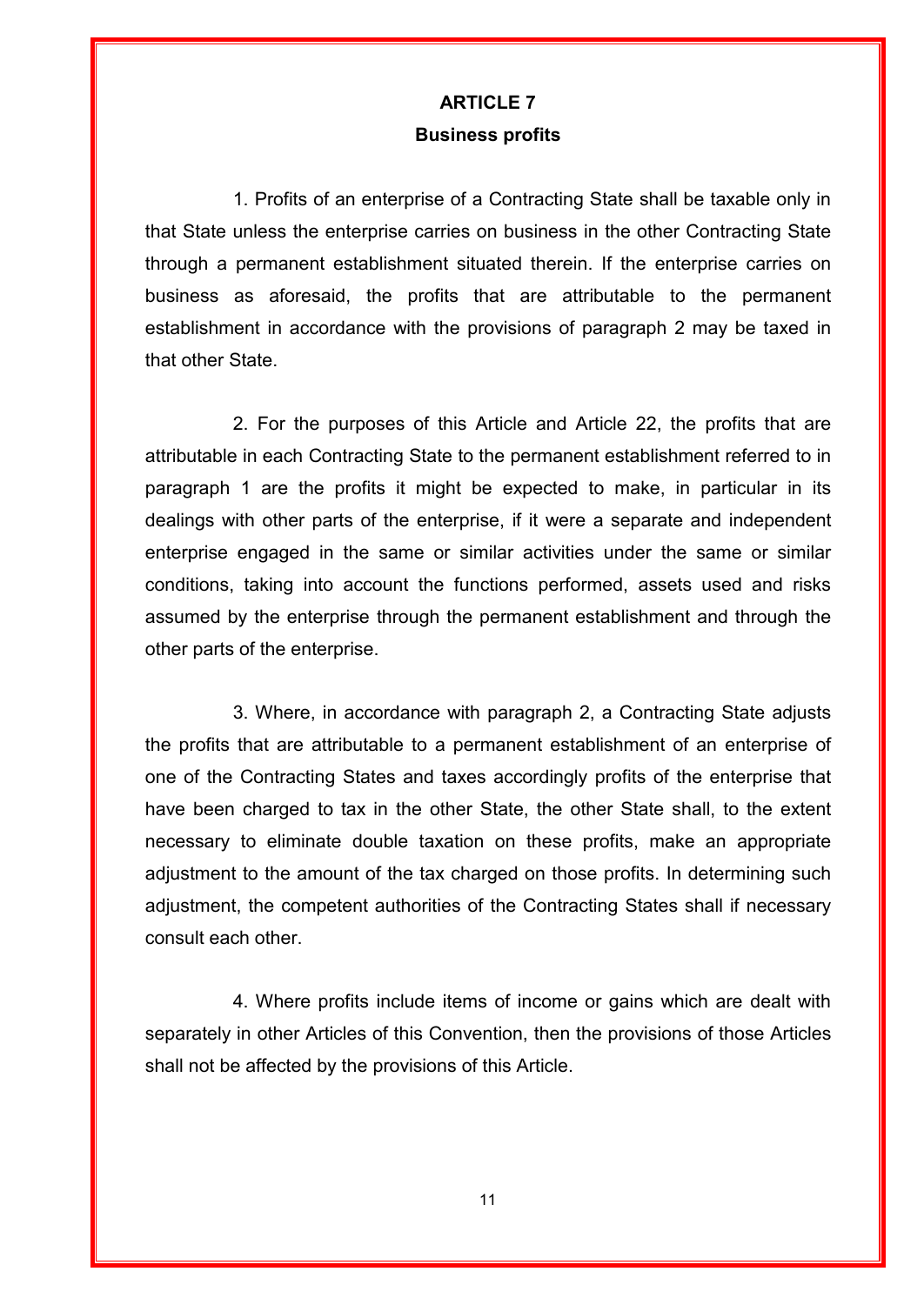## ARTICLE 7

### Business profits

1. Profits of an enterprise of a Contracting State shall be taxable only in that State unless the enterprise carries on business in the other Contracting State through a permanent establishment situated therein. If the enterprise carries on business as aforesaid, the profits that are attributable to the permanent establishment in accordance with the provisions of paragraph 2 may be taxed in that other State.

2. For the purposes of this Article and Article 22, the profits that are attributable in each Contracting State to the permanent establishment referred to in paragraph 1 are the profits it might be expected to make, in particular in its dealings with other parts of the enterprise, if it were a separate and independent enterprise engaged in the same or similar activities under the same or similar conditions, taking into account the functions performed, assets used and risks assumed by the enterprise through the permanent establishment and through the other parts of the enterprise.

3. Where, in accordance with paragraph 2, a Contracting State adjusts the profits that are attributable to a permanent establishment of an enterprise of one of the Contracting States and taxes accordingly profits of the enterprise that have been charged to tax in the other State, the other State shall, to the extent necessary to eliminate double taxation on these profits, make an appropriate adjustment to the amount of the tax charged on those profits. In determining such adjustment, the competent authorities of the Contracting States shall if necessary consult each other.

4. Where profits include items of income or gains which are dealt with separately in other Articles of this Convention, then the provisions of those Articles shall not be affected by the provisions of this Article.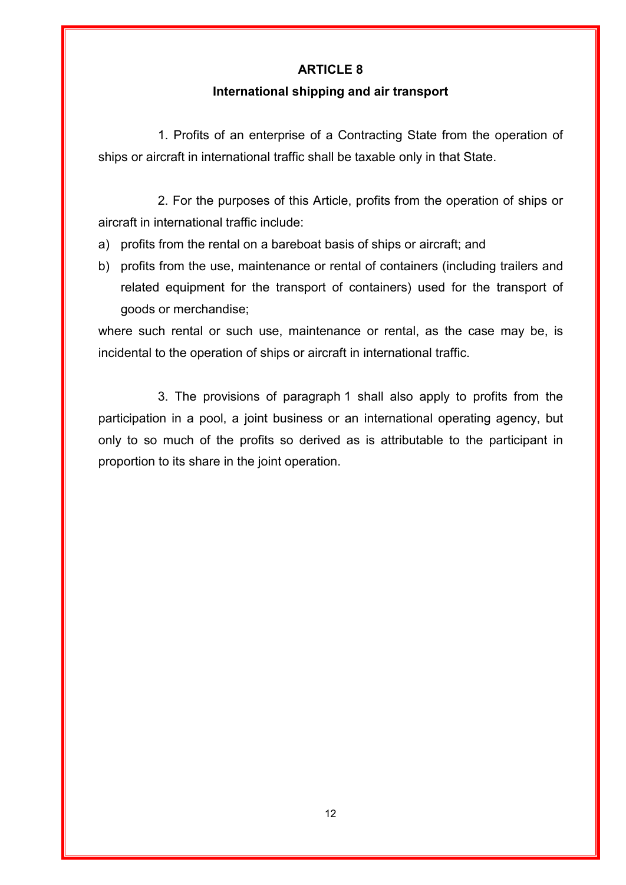## ARTICLE 8

### International shipping and air transport

1. Profits of an enterprise of a Contracting State from the operation of ships or aircraft in international traffic shall be taxable only in that State.

2. For the purposes of this Article, profits from the operation of ships or aircraft in international traffic include:

a) profits from the rental on a bareboat basis of ships or aircraft; and
b) profits from the use, maintenance or rental of containers (including trailers and related equipment for the transport of containers) used for the transport of goods or merchandise;

where such rental or such use, maintenance or rental, as the case may be, is incidental to the operation of ships or aircraft in international traffic.

3. The provisions of paragraph 1 shall also apply to profits from the participation in a pool, a joint business or an international operating agency, but only to so much of the profits so derived as is attributable to the participant in proportion to its share in the joint operation.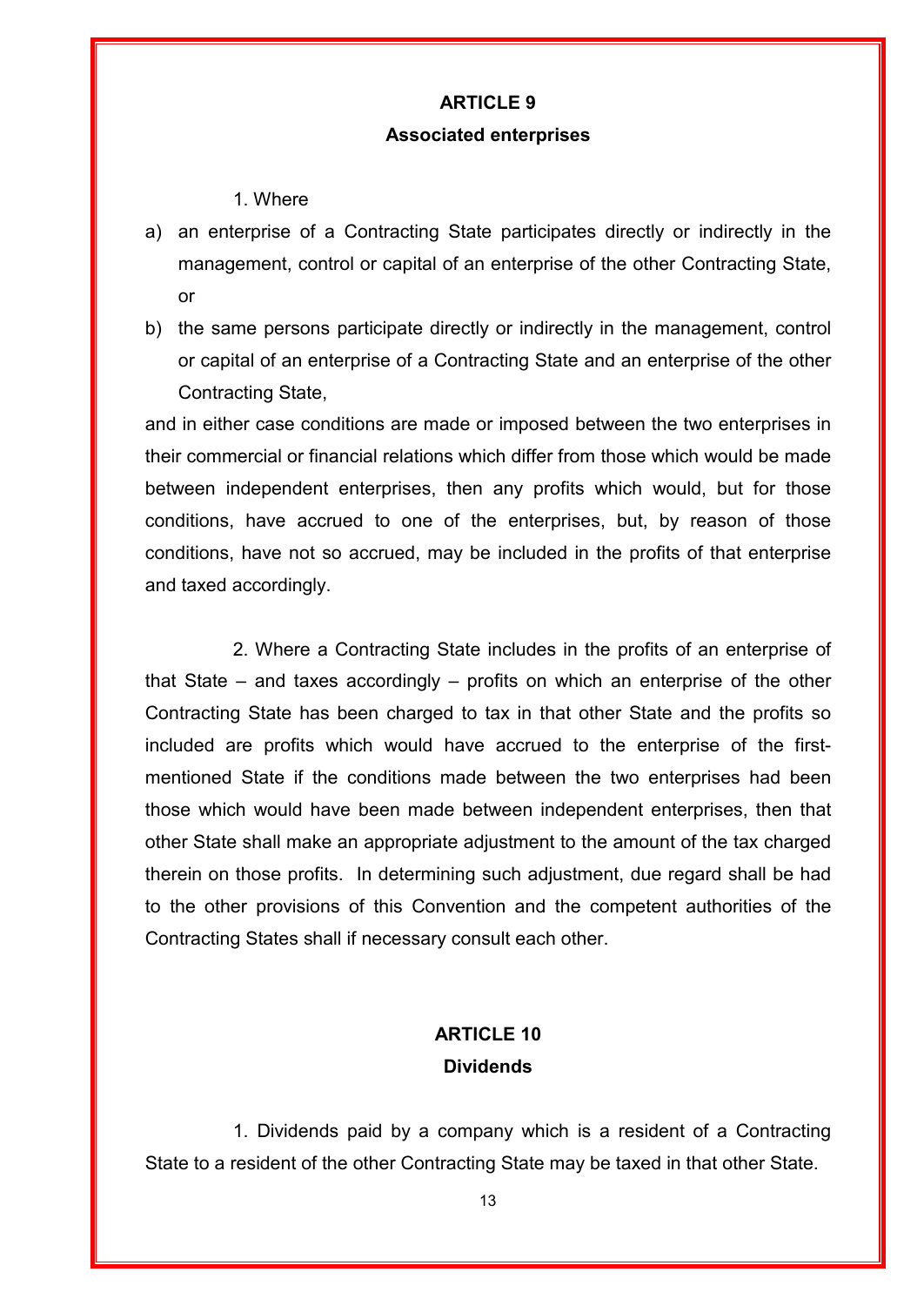## ARTICLE 9

### Associated enterprises

1. Where

a) an enterprise of a Contracting State participates directly or indirectly in the management, control or capital of an enterprise of the other Contracting State, or

b) the same persons participate directly or indirectly in the management, control or capital of an enterprise of a Contracting State and an enterprise of the other Contracting State,

and in either case conditions are made or imposed between the two enterprises in their commercial or financial relations which differ from those which would be made between independent enterprises, then any profits which would, but for those conditions, have accrued to one of the enterprises, but, by reason of those conditions, have not so accrued, may be included in the profits of that enterprise and taxed accordingly.

2. Where a Contracting State includes in the profits of an enterprise of that State – and taxes accordingly – profits on which an enterprise of the other Contracting State has been charged to tax in that other State and the profits so included are profits which would have accrued to the enterprise of the first-mentioned State if the conditions made between the two enterprises had been those which would have been made between independent enterprises, then that other State shall make an appropriate adjustment to the amount of the tax charged therein on those profits. In determining such adjustment, due regard shall be had to the other provisions of this Convention and the competent authorities of the Contracting States shall if necessary consult each other.

## ARTICLE 10

### Dividends

1. Dividends paid by a company which is a resident of a Contracting State to a resident of the other Contracting State may be taxed in that other State.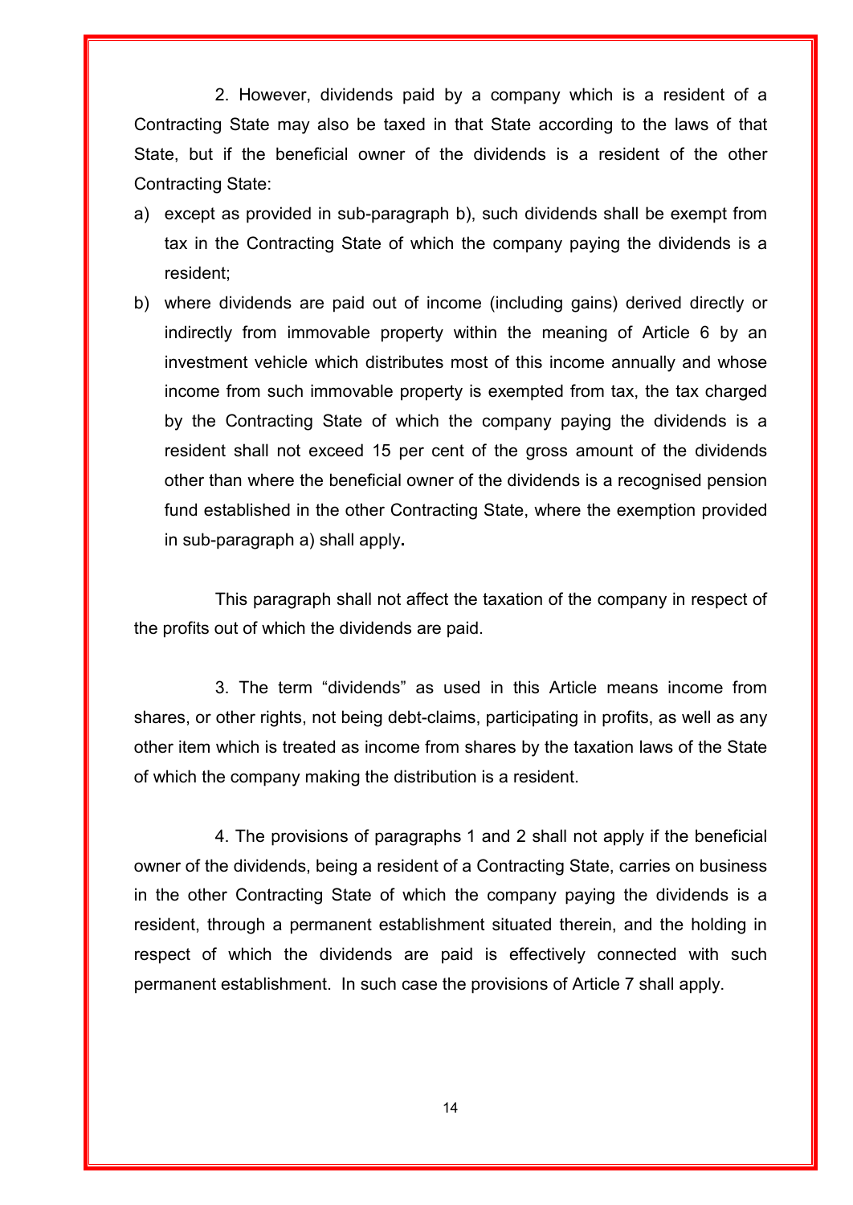2. However, dividends paid by a company which is a resident of a Contracting State may also be taxed in that State according to the laws of that State, but if the beneficial owner of the dividends is a resident of the other Contracting State:

a) except as provided in sub-paragraph b), such dividends shall be exempt from tax in the Contracting State of which the company paying the dividends is a resident;

b) where dividends are paid out of income (including gains) derived directly or indirectly from immovable property within the meaning of Article 6 by an investment vehicle which distributes most of this income annually and whose income from such immovable property is exempted from tax, the tax charged by the Contracting State of which the company paying the dividends is a resident shall not exceed 15 per cent of the gross amount of the dividends other than where the beneficial owner of the dividends is a recognised pension fund established in the other Contracting State, where the exemption provided in sub-paragraph a) shall apply**.**

This paragraph shall not affect the taxation of the company in respect of the profits out of which the dividends are paid.

3. The term "dividends" as used in this Article means income from shares, or other rights, not being debt-claims, participating in profits, as well as any other item which is treated as income from shares by the taxation laws of the State of which the company making the distribution is a resident.

4. The provisions of paragraphs 1 and 2 shall not apply if the beneficial owner of the dividends, being a resident of a Contracting State, carries on business in the other Contracting State of which the company paying the dividends is a resident, through a permanent establishment situated therein, and the holding in respect of which the dividends are paid is effectively connected with such permanent establishment. In such case the provisions of Article 7 shall apply.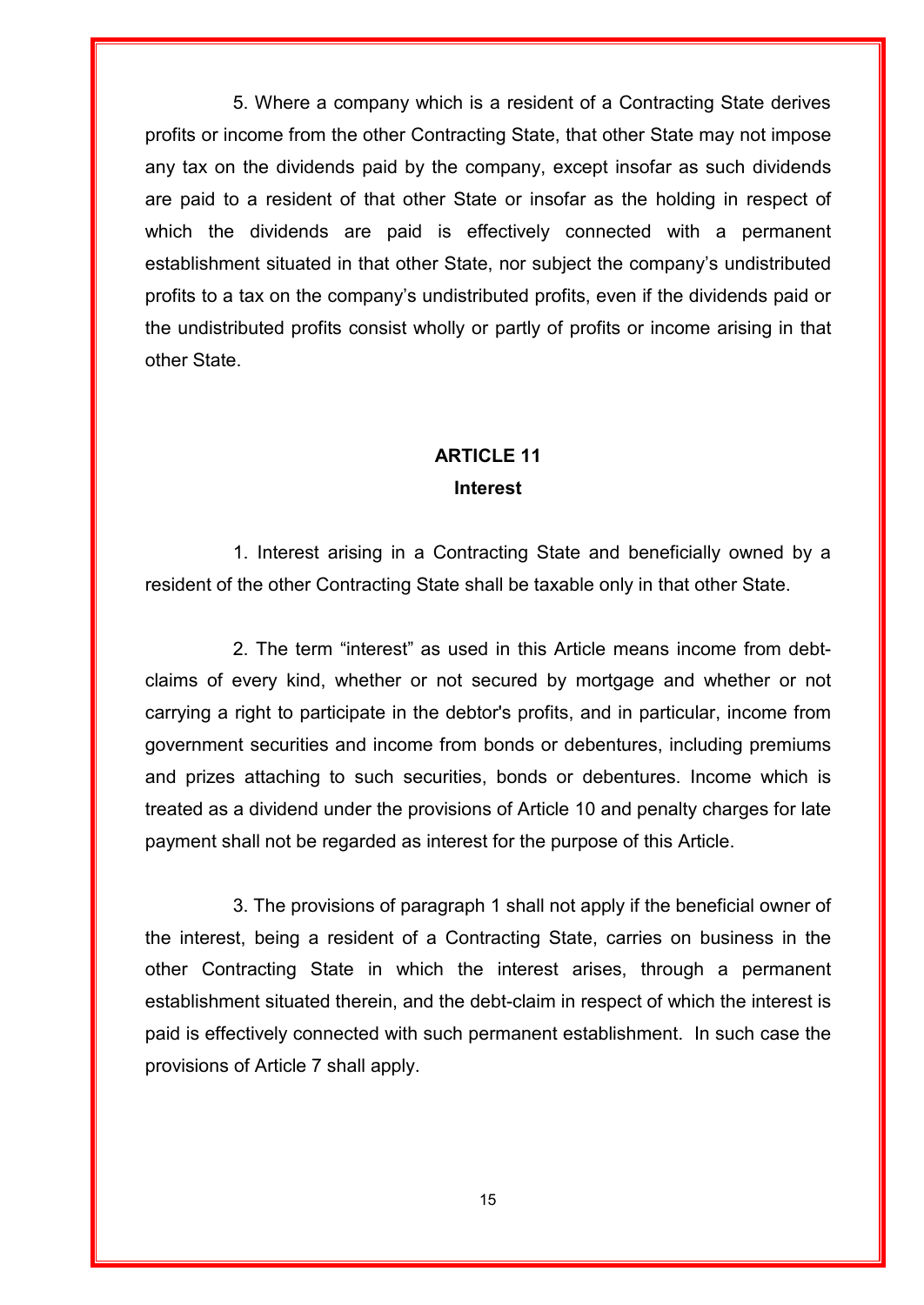5. Where a company which is a resident of a Contracting State derives profits or income from the other Contracting State, that other State may not impose any tax on the dividends paid by the company, except insofar as such dividends are paid to a resident of that other State or insofar as the holding in respect of which the dividends are paid is effectively connected with a permanent establishment situated in that other State, nor subject the company's undistributed profits to a tax on the company's undistributed profits, even if the dividends paid or the undistributed profits consist wholly or partly of profits or income arising in that other State.

## ARTICLE 11
### Interest

1. Interest arising in a Contracting State and beneficially owned by a resident of the other Contracting State shall be taxable only in that other State.

2. The term "interest" as used in this Article means income from debt-claims of every kind, whether or not secured by mortgage and whether or not carrying a right to participate in the debtor's profits, and in particular, income from government securities and income from bonds or debentures, including premiums and prizes attaching to such securities, bonds or debentures. Income which is treated as a dividend under the provisions of Article 10 and penalty charges for late payment shall not be regarded as interest for the purpose of this Article.

3. The provisions of paragraph 1 shall not apply if the beneficial owner of the interest, being a resident of a Contracting State, carries on business in the other Contracting State in which the interest arises, through a permanent establishment situated therein, and the debt-claim in respect of which the interest is paid is effectively connected with such permanent establishment. In such case the provisions of Article 7 shall apply.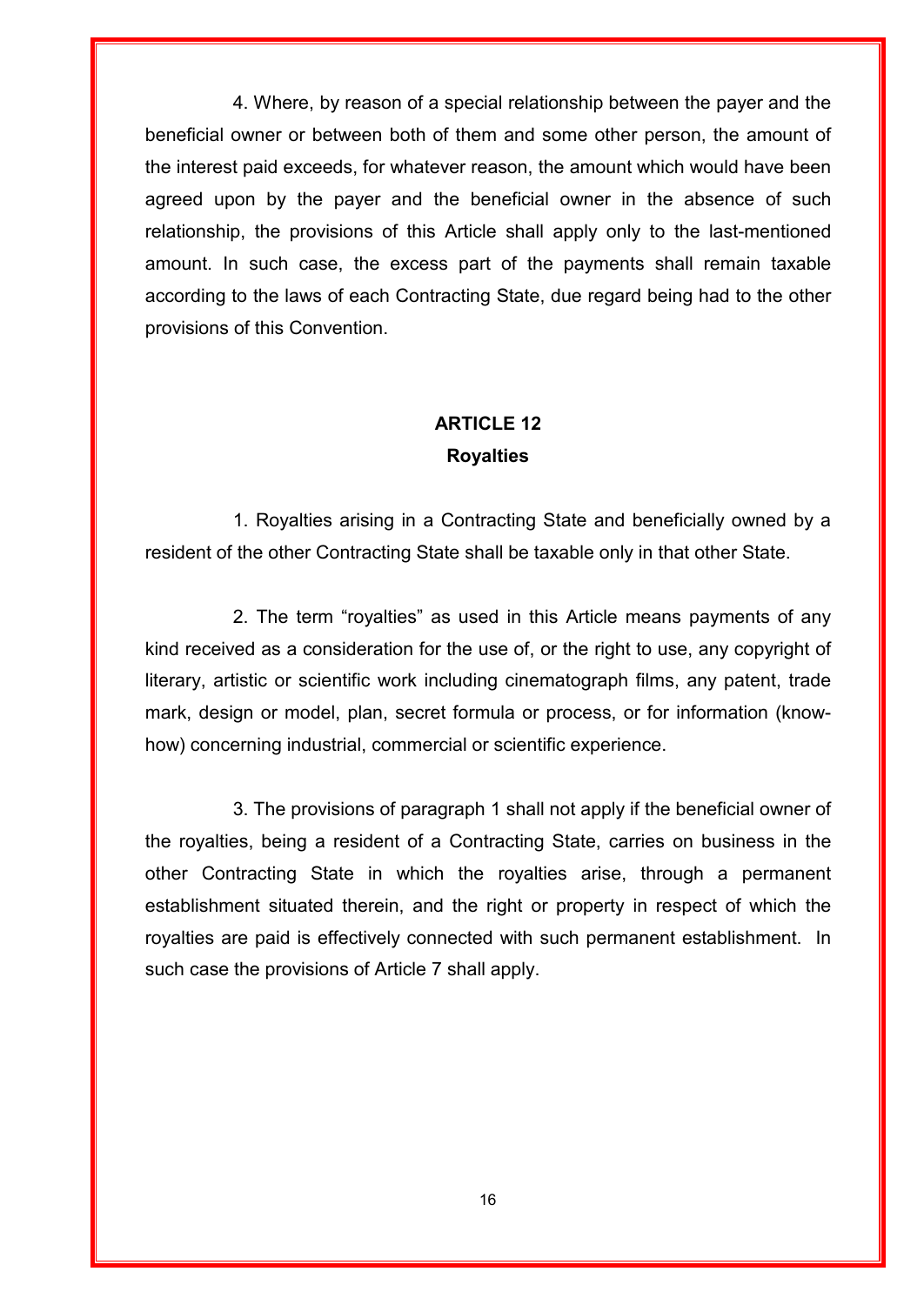4. Where, by reason of a special relationship between the payer and the beneficial owner or between both of them and some other person, the amount of the interest paid exceeds, for whatever reason, the amount which would have been agreed upon by the payer and the beneficial owner in the absence of such relationship, the provisions of this Article shall apply only to the last-mentioned amount. In such case, the excess part of the payments shall remain taxable according to the laws of each Contracting State, due regard being had to the other provisions of this Convention.

## ARTICLE 12
## Royalties

1. Royalties arising in a Contracting State and beneficially owned by a resident of the other Contracting State shall be taxable only in that other State.

2. The term "royalties" as used in this Article means payments of any kind received as a consideration for the use of, or the right to use, any copyright of literary, artistic or scientific work including cinematograph films, any patent, trade mark, design or model, plan, secret formula or process, or for information (know-how) concerning industrial, commercial or scientific experience.

3. The provisions of paragraph 1 shall not apply if the beneficial owner of the royalties, being a resident of a Contracting State, carries on business in the other Contracting State in which the royalties arise, through a permanent establishment situated therein, and the right or property in respect of which the royalties are paid is effectively connected with such permanent establishment. In such case the provisions of Article 7 shall apply.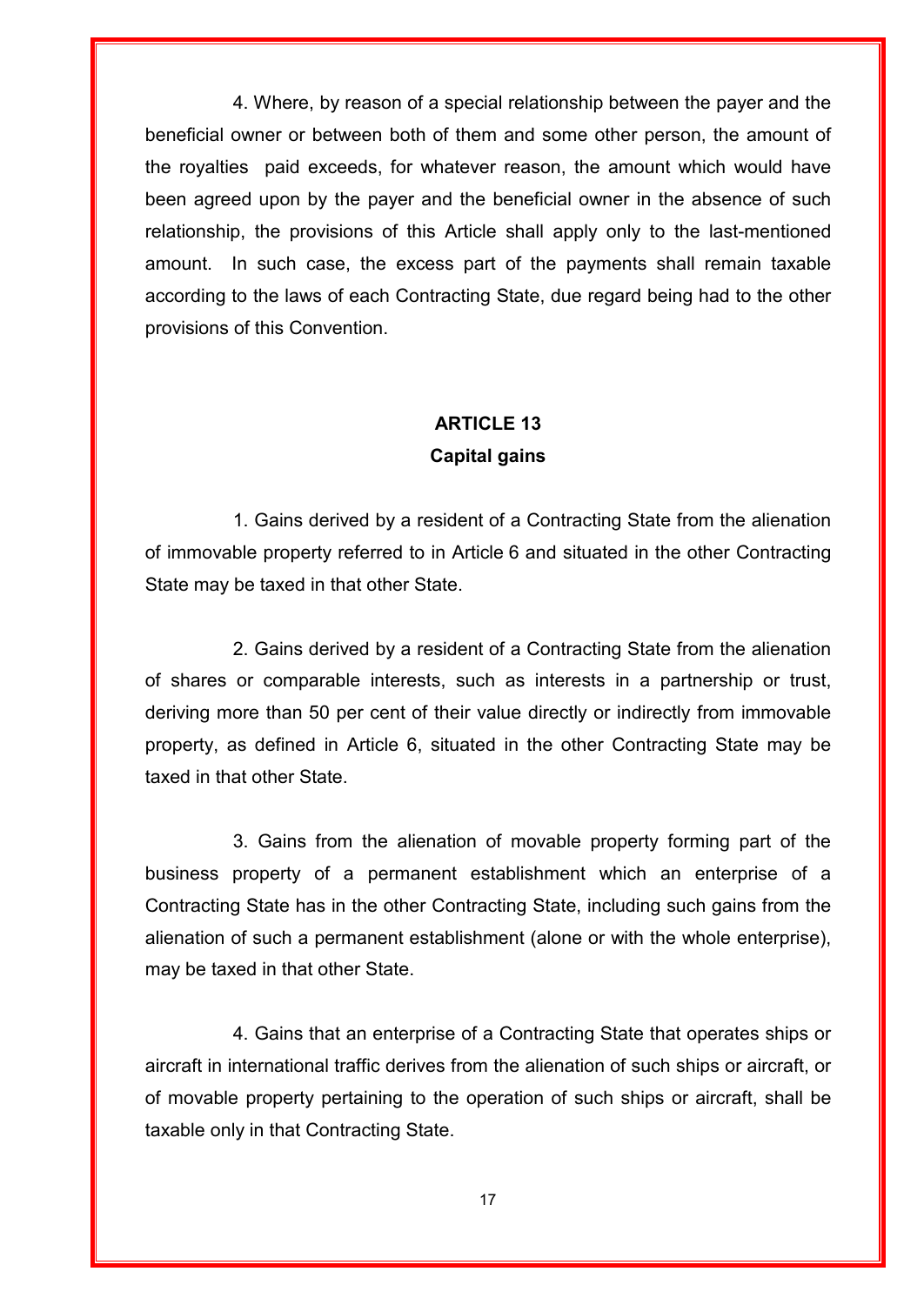4. Where, by reason of a special relationship between the payer and the beneficial owner or between both of them and some other person, the amount of the royalties paid exceeds, for whatever reason, the amount which would have been agreed upon by the payer and the beneficial owner in the absence of such relationship, the provisions of this Article shall apply only to the last-mentioned amount. In such case, the excess part of the payments shall remain taxable according to the laws of each Contracting State, due regard being had to the other provisions of this Convention.

## ARTICLE 13
### Capital gains

1. Gains derived by a resident of a Contracting State from the alienation of immovable property referred to in Article 6 and situated in the other Contracting State may be taxed in that other State.

2. Gains derived by a resident of a Contracting State from the alienation of shares or comparable interests, such as interests in a partnership or trust, deriving more than 50 per cent of their value directly or indirectly from immovable property, as defined in Article 6, situated in the other Contracting State may be taxed in that other State.

3. Gains from the alienation of movable property forming part of the business property of a permanent establishment which an enterprise of a Contracting State has in the other Contracting State, including such gains from the alienation of such a permanent establishment (alone or with the whole enterprise), may be taxed in that other State.

4. Gains that an enterprise of a Contracting State that operates ships or aircraft in international traffic derives from the alienation of such ships or aircraft, or of movable property pertaining to the operation of such ships or aircraft, shall be taxable only in that Contracting State.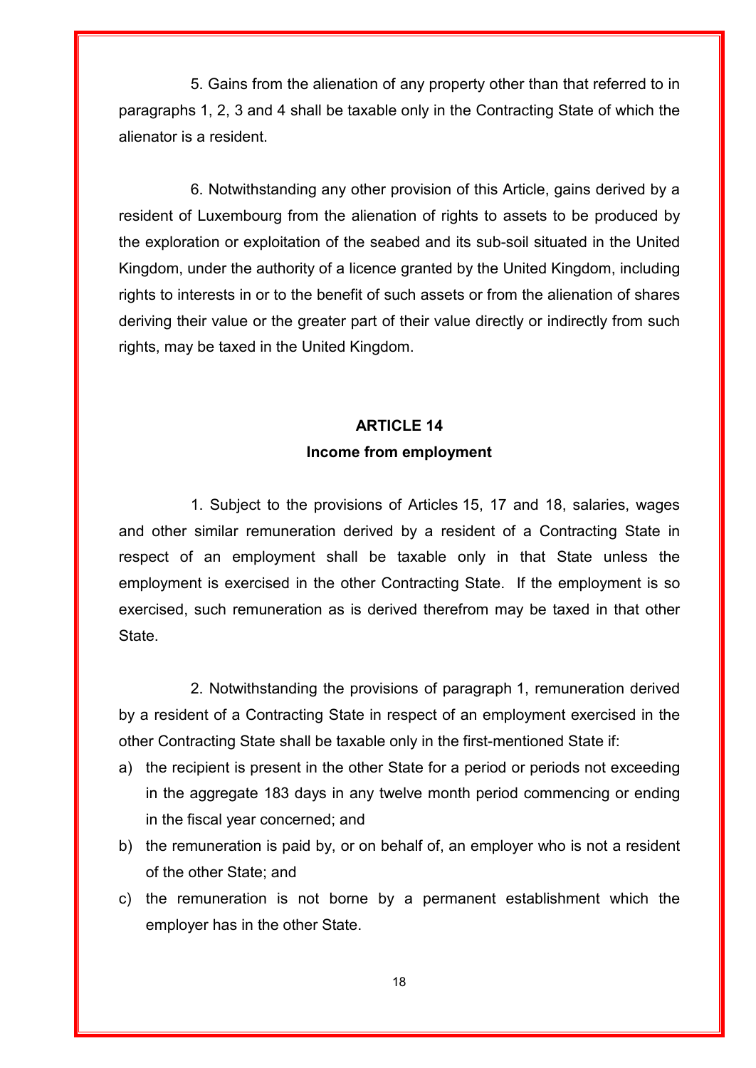5. Gains from the alienation of any property other than that referred to in paragraphs 1, 2, 3 and 4 shall be taxable only in the Contracting State of which the alienator is a resident.

6. Notwithstanding any other provision of this Article, gains derived by a resident of Luxembourg from the alienation of rights to assets to be produced by the exploration or exploitation of the seabed and its sub-soil situated in the United Kingdom, under the authority of a licence granted by the United Kingdom, including rights to interests in or to the benefit of such assets or from the alienation of shares deriving their value or the greater part of their value directly or indirectly from such rights, may be taxed in the United Kingdom.

## ARTICLE 14

### Income from employment

1. Subject to the provisions of Articles 15, 17 and 18, salaries, wages and other similar remuneration derived by a resident of a Contracting State in respect of an employment shall be taxable only in that State unless the employment is exercised in the other Contracting State. If the employment is so exercised, such remuneration as is derived therefrom may be taxed in that other State.

2. Notwithstanding the provisions of paragraph 1, remuneration derived by a resident of a Contracting State in respect of an employment exercised in the other Contracting State shall be taxable only in the first-mentioned State if:

a) the recipient is present in the other State for a period or periods not exceeding in the aggregate 183 days in any twelve month period commencing or ending in the fiscal year concerned; and

b) the remuneration is paid by, or on behalf of, an employer who is not a resident of the other State; and

c) the remuneration is not borne by a permanent establishment which the employer has in the other State.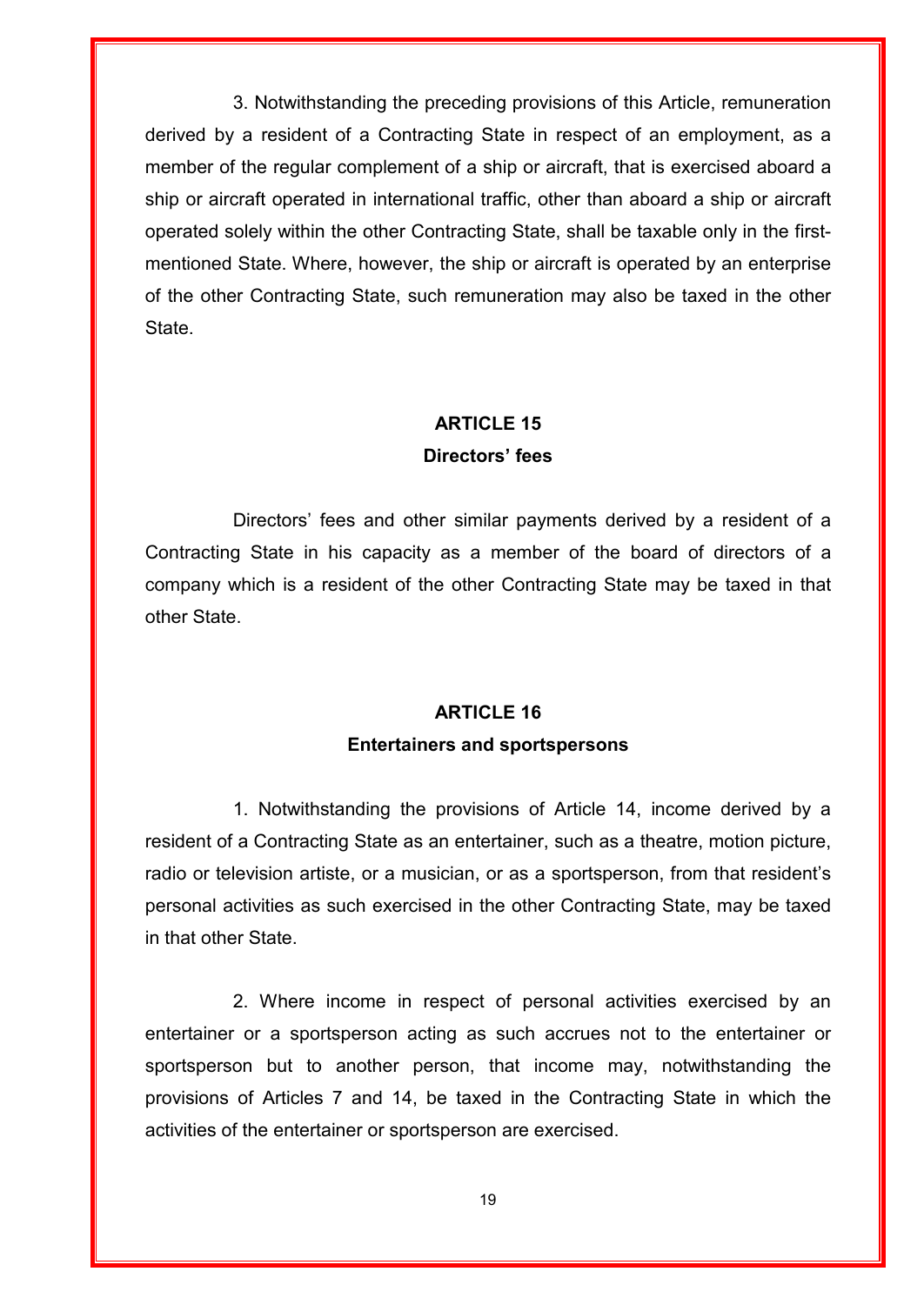3. Notwithstanding the preceding provisions of this Article, remuneration derived by a resident of a Contracting State in respect of an employment, as a member of the regular complement of a ship or aircraft, that is exercised aboard a ship or aircraft operated in international traffic, other than aboard a ship or aircraft operated solely within the other Contracting State, shall be taxable only in the first-mentioned State. Where, however, the ship or aircraft is operated by an enterprise of the other Contracting State, such remuneration may also be taxed in the other State.

## ARTICLE 15
### Directors' fees

Directors' fees and other similar payments derived by a resident of a Contracting State in his capacity as a member of the board of directors of a company which is a resident of the other Contracting State may be taxed in that other State.

## ARTICLE 16
### Entertainers and sportspersons

1. Notwithstanding the provisions of Article 14, income derived by a resident of a Contracting State as an entertainer, such as a theatre, motion picture, radio or television artiste, or a musician, or as a sportsperson, from that resident's personal activities as such exercised in the other Contracting State, may be taxed in that other State.

2. Where income in respect of personal activities exercised by an entertainer or a sportsperson acting as such accrues not to the entertainer or sportsperson but to another person, that income may, notwithstanding the provisions of Articles 7 and 14, be taxed in the Contracting State in which the activities of the entertainer or sportsperson are exercised.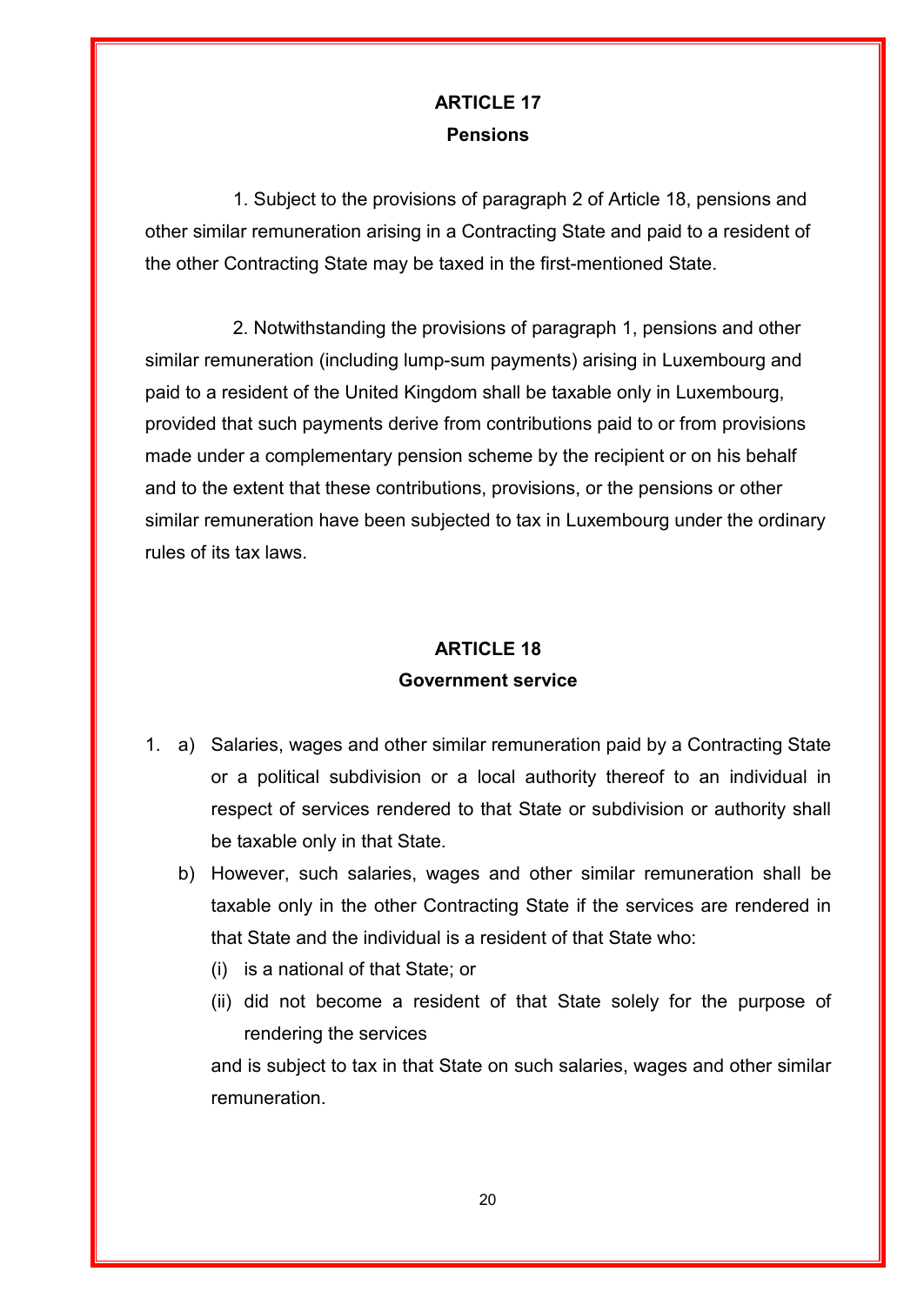## ARTICLE 17

### Pensions

1. Subject to the provisions of paragraph 2 of Article 18, pensions and other similar remuneration arising in a Contracting State and paid to a resident of the other Contracting State may be taxed in the first-mentioned State.

2. Notwithstanding the provisions of paragraph 1, pensions and other similar remuneration (including lump-sum payments) arising in Luxembourg and paid to a resident of the United Kingdom shall be taxable only in Luxembourg, provided that such payments derive from contributions paid to or from provisions made under a complementary pension scheme by the recipient or on his behalf and to the extent that these contributions, provisions, or the pensions or other similar remuneration have been subjected to tax in Luxembourg under the ordinary rules of its tax laws.

## ARTICLE 18

### Government service

1. a) Salaries, wages and other similar remuneration paid by a Contracting State or a political subdivision or a local authority thereof to an individual in respect of services rendered to that State or subdivision or authority shall be taxable only in that State.

   b) However, such salaries, wages and other similar remuneration shall be taxable only in the other Contracting State if the services are rendered in that State and the individual is a resident of that State who:

      (i) is a national of that State; or

      (ii) did not become a resident of that State solely for the purpose of rendering the services

      and is subject to tax in that State on such salaries, wages and other similar remuneration.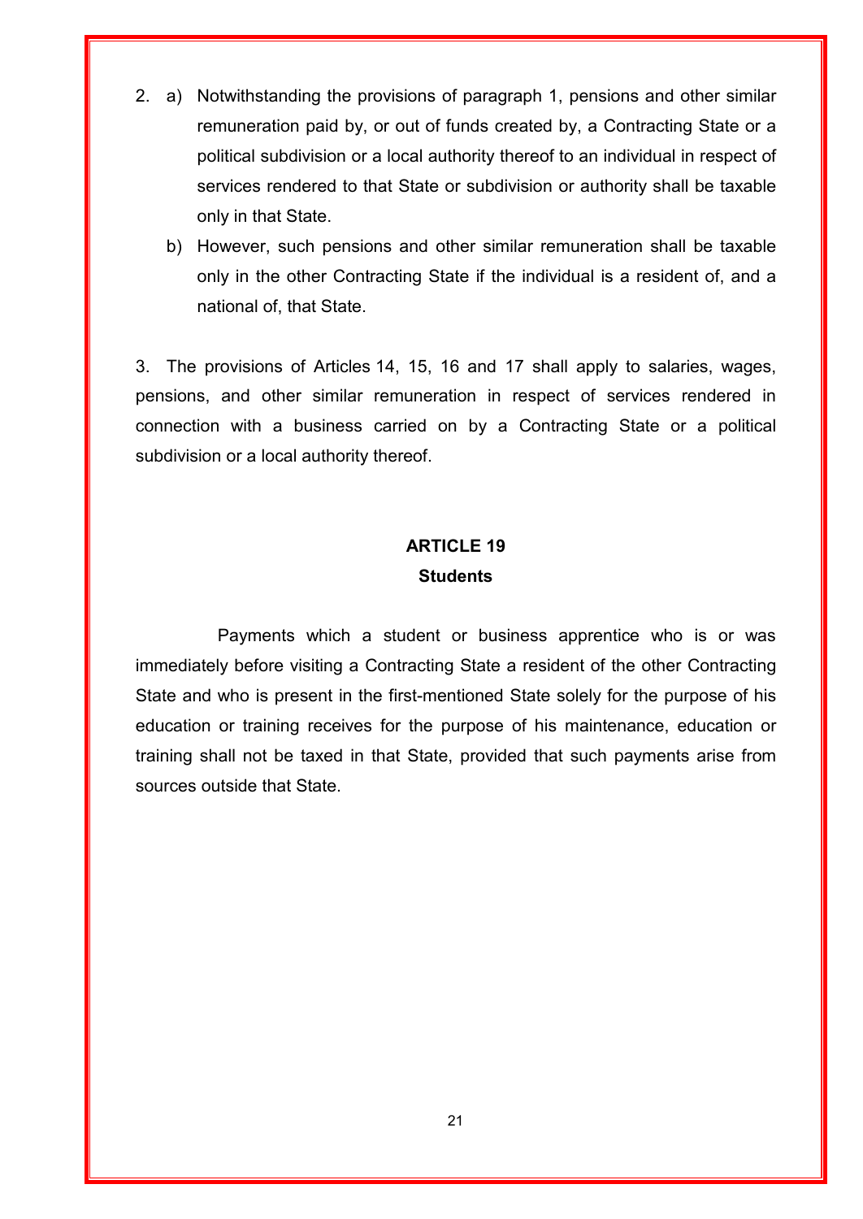2. a) Notwithstanding the provisions of paragraph 1, pensions and other similar remuneration paid by, or out of funds created by, a Contracting State or a political subdivision or a local authority thereof to an individual in respect of services rendered to that State or subdivision or authority shall be taxable only in that State.

   b) However, such pensions and other similar remuneration shall be taxable only in the other Contracting State if the individual is a resident of, and a national of, that State.

3. The provisions of Articles 14, 15, 16 and 17 shall apply to salaries, wages, pensions, and other similar remuneration in respect of services rendered in connection with a business carried on by a Contracting State or a political subdivision or a local authority thereof.

## ARTICLE 19
## Students

Payments which a student or business apprentice who is or was immediately before visiting a Contracting State a resident of the other Contracting State and who is present in the first-mentioned State solely for the purpose of his education or training receives for the purpose of his maintenance, education or training shall not be taxed in that State, provided that such payments arise from sources outside that State.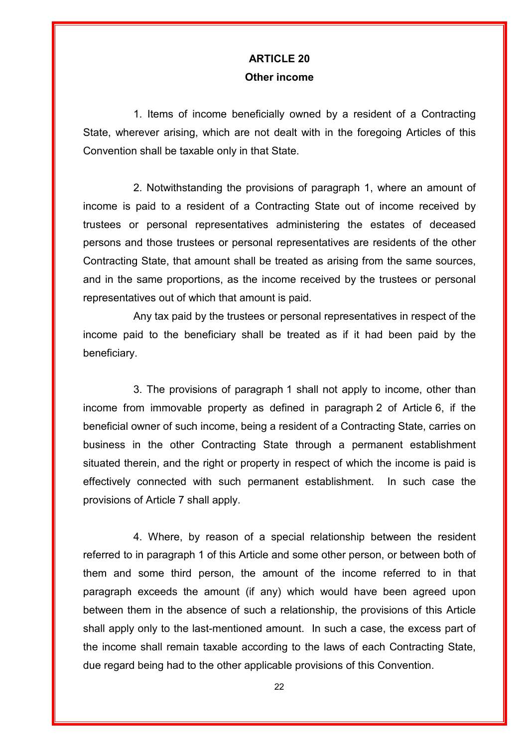## ARTICLE 20

### Other income

1. Items of income beneficially owned by a resident of a Contracting State, wherever arising, which are not dealt with in the foregoing Articles of this Convention shall be taxable only in that State.

2. Notwithstanding the provisions of paragraph 1, where an amount of income is paid to a resident of a Contracting State out of income received by trustees or personal representatives administering the estates of deceased persons and those trustees or personal representatives are residents of the other Contracting State, that amount shall be treated as arising from the same sources, and in the same proportions, as the income received by the trustees or personal representatives out of which that amount is paid.

Any tax paid by the trustees or personal representatives in respect of the income paid to the beneficiary shall be treated as if it had been paid by the beneficiary.

3. The provisions of paragraph 1 shall not apply to income, other than income from immovable property as defined in paragraph 2 of Article 6, if the beneficial owner of such income, being a resident of a Contracting State, carries on business in the other Contracting State through a permanent establishment situated therein, and the right or property in respect of which the income is paid is effectively connected with such permanent establishment. In such case the provisions of Article 7 shall apply.

4. Where, by reason of a special relationship between the resident referred to in paragraph 1 of this Article and some other person, or between both of them and some third person, the amount of the income referred to in that paragraph exceeds the amount (if any) which would have been agreed upon between them in the absence of such a relationship, the provisions of this Article shall apply only to the last-mentioned amount. In such a case, the excess part of the income shall remain taxable according to the laws of each Contracting State, due regard being had to the other applicable provisions of this Convention.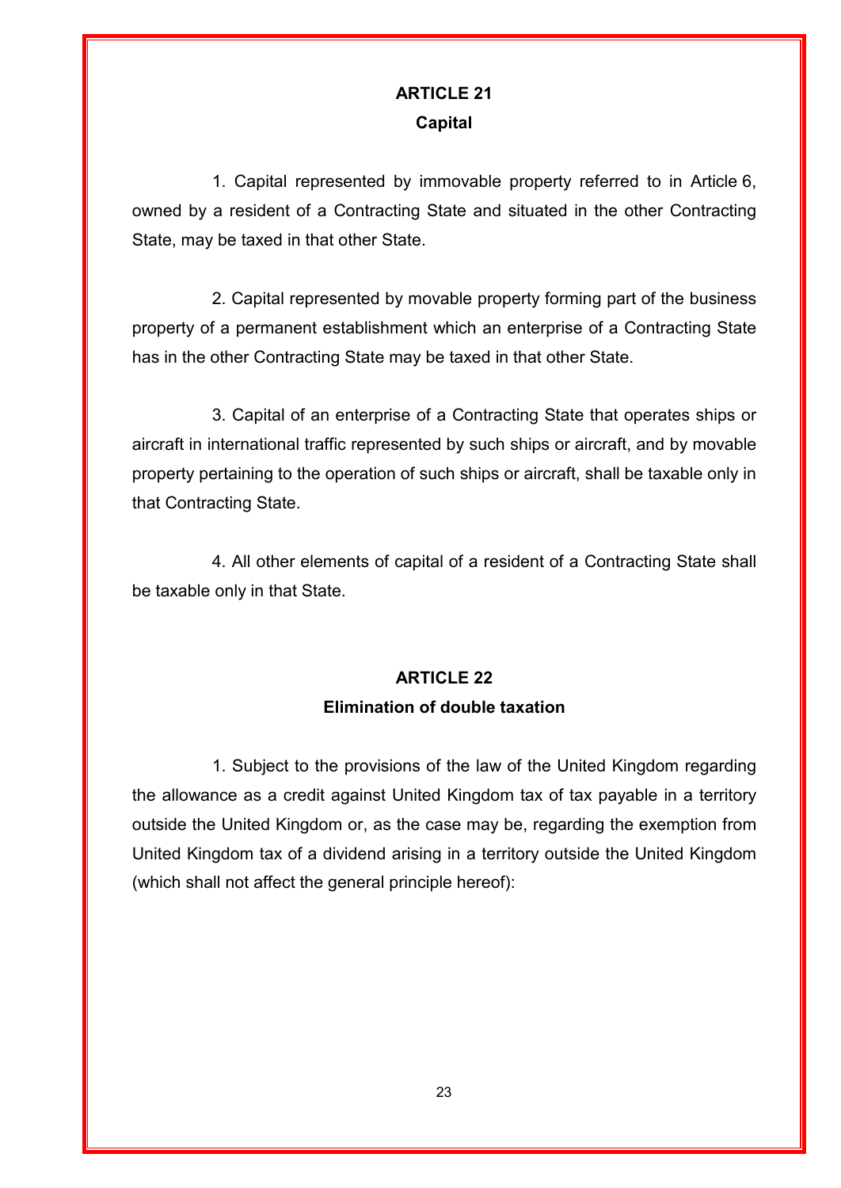## ARTICLE 21

### Capital

1. Capital represented by immovable property referred to in Article 6, owned by a resident of a Contracting State and situated in the other Contracting State, may be taxed in that other State.

2. Capital represented by movable property forming part of the business property of a permanent establishment which an enterprise of a Contracting State has in the other Contracting State may be taxed in that other State.

3. Capital of an enterprise of a Contracting State that operates ships or aircraft in international traffic represented by such ships or aircraft, and by movable property pertaining to the operation of such ships or aircraft, shall be taxable only in that Contracting State.

4. All other elements of capital of a resident of a Contracting State shall be taxable only in that State.

## ARTICLE 22

### Elimination of double taxation

1. Subject to the provisions of the law of the United Kingdom regarding the allowance as a credit against United Kingdom tax of tax payable in a territory outside the United Kingdom or, as the case may be, regarding the exemption from United Kingdom tax of a dividend arising in a territory outside the United Kingdom (which shall not affect the general principle hereof):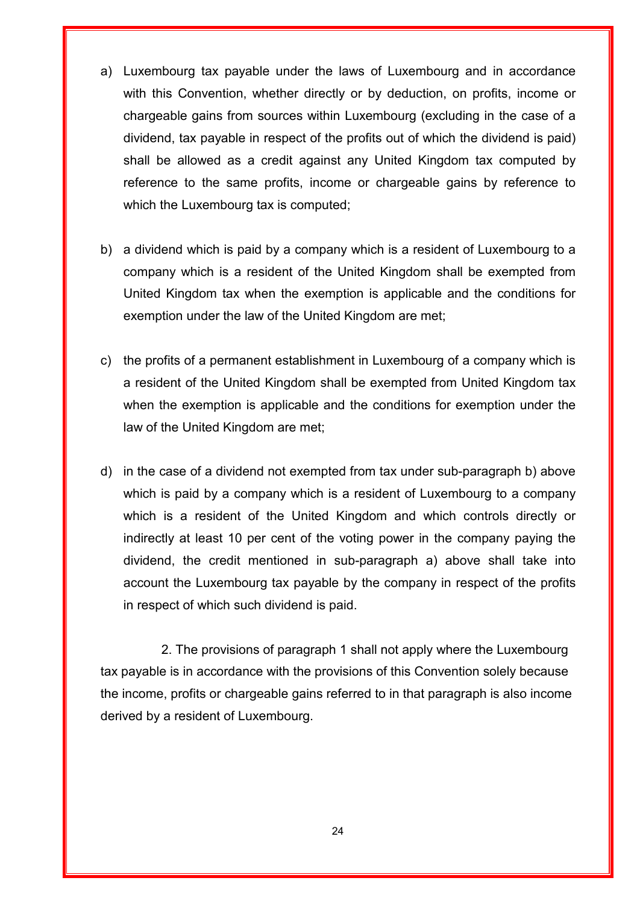a) Luxembourg tax payable under the laws of Luxembourg and in accordance with this Convention, whether directly or by deduction, on profits, income or chargeable gains from sources within Luxembourg (excluding in the case of a dividend, tax payable in respect of the profits out of which the dividend is paid) shall be allowed as a credit against any United Kingdom tax computed by reference to the same profits, income or chargeable gains by reference to which the Luxembourg tax is computed;

b) a dividend which is paid by a company which is a resident of Luxembourg to a company which is a resident of the United Kingdom shall be exempted from United Kingdom tax when the exemption is applicable and the conditions for exemption under the law of the United Kingdom are met;

c) the profits of a permanent establishment in Luxembourg of a company which is a resident of the United Kingdom shall be exempted from United Kingdom tax when the exemption is applicable and the conditions for exemption under the law of the United Kingdom are met;

d) in the case of a dividend not exempted from tax under sub-paragraph b) above which is paid by a company which is a resident of Luxembourg to a company which is a resident of the United Kingdom and which controls directly or indirectly at least 10 per cent of the voting power in the company paying the dividend, the credit mentioned in sub-paragraph a) above shall take into account the Luxembourg tax payable by the company in respect of the profits in respect of which such dividend is paid.

2. The provisions of paragraph 1 shall not apply where the Luxembourg tax payable is in accordance with the provisions of this Convention solely because the income, profits or chargeable gains referred to in that paragraph is also income derived by a resident of Luxembourg.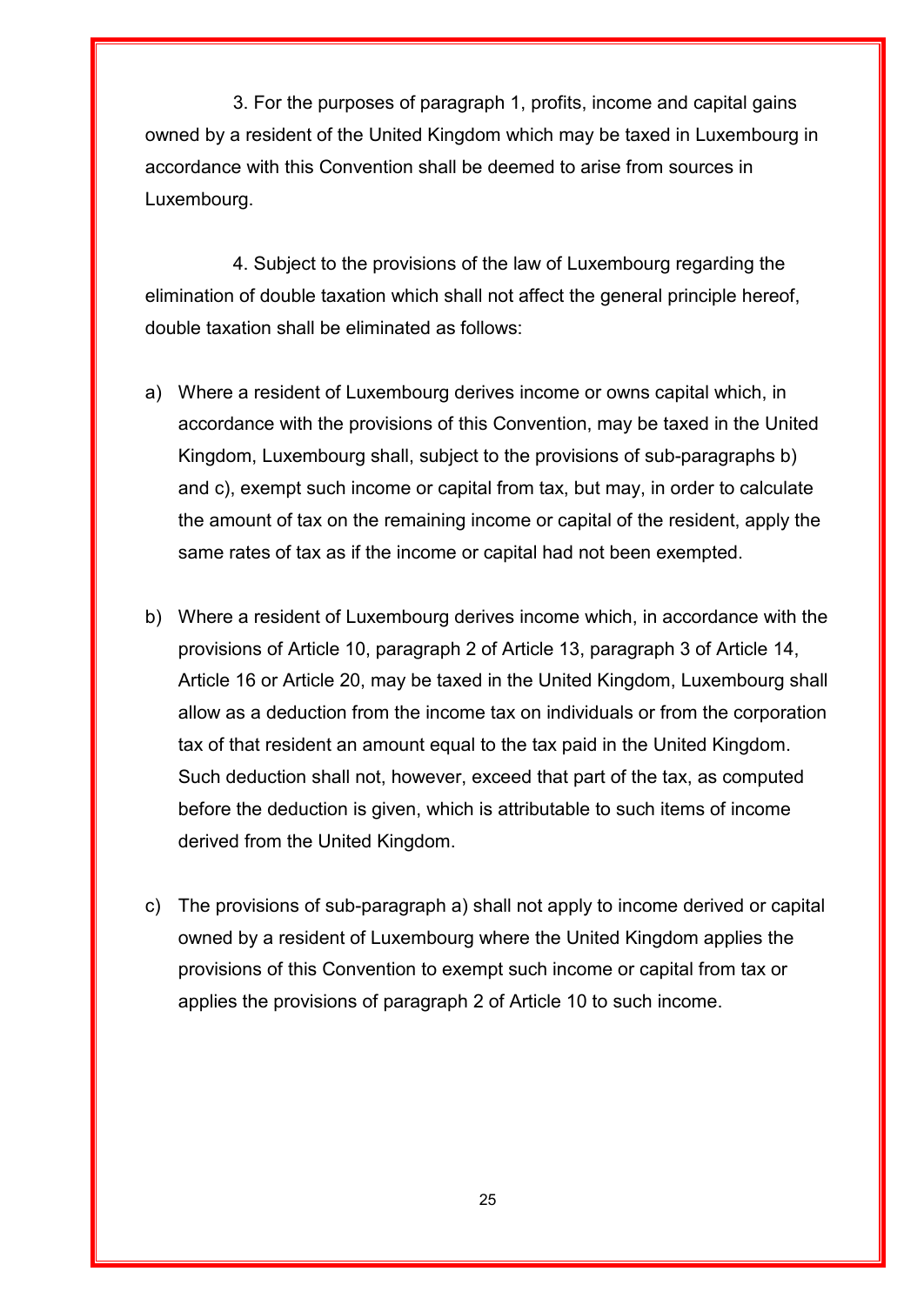3. For the purposes of paragraph 1, profits, income and capital gains owned by a resident of the United Kingdom which may be taxed in Luxembourg in accordance with this Convention shall be deemed to arise from sources in Luxembourg.

4. Subject to the provisions of the law of Luxembourg regarding the elimination of double taxation which shall not affect the general principle hereof, double taxation shall be eliminated as follows:

a) Where a resident of Luxembourg derives income or owns capital which, in accordance with the provisions of this Convention, may be taxed in the United Kingdom, Luxembourg shall, subject to the provisions of sub-paragraphs b) and c), exempt such income or capital from tax, but may, in order to calculate the amount of tax on the remaining income or capital of the resident, apply the same rates of tax as if the income or capital had not been exempted.

b) Where a resident of Luxembourg derives income which, in accordance with the provisions of Article 10, paragraph 2 of Article 13, paragraph 3 of Article 14, Article 16 or Article 20, may be taxed in the United Kingdom, Luxembourg shall allow as a deduction from the income tax on individuals or from the corporation tax of that resident an amount equal to the tax paid in the United Kingdom. Such deduction shall not, however, exceed that part of the tax, as computed before the deduction is given, which is attributable to such items of income derived from the United Kingdom.

c) The provisions of sub-paragraph a) shall not apply to income derived or capital owned by a resident of Luxembourg where the United Kingdom applies the provisions of this Convention to exempt such income or capital from tax or applies the provisions of paragraph 2 of Article 10 to such income.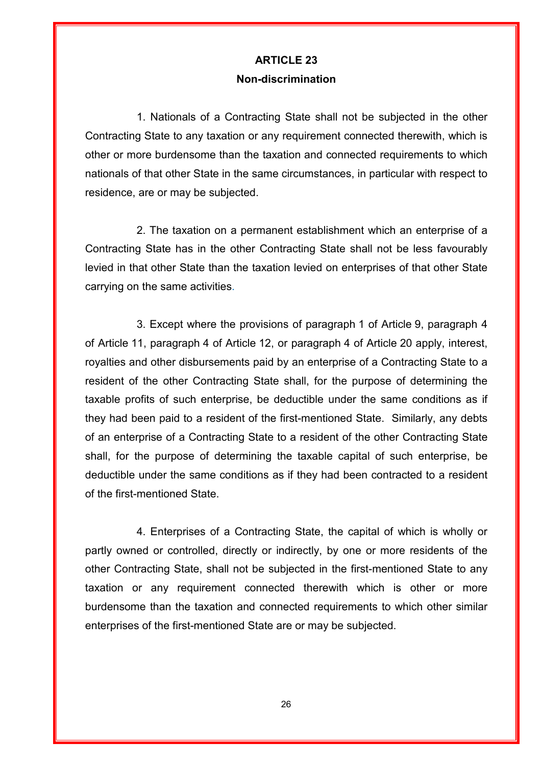## ARTICLE 23

### Non-discrimination

1. Nationals of a Contracting State shall not be subjected in the other Contracting State to any taxation or any requirement connected therewith, which is other or more burdensome than the taxation and connected requirements to which nationals of that other State in the same circumstances, in particular with respect to residence, are or may be subjected.

2. The taxation on a permanent establishment which an enterprise of a Contracting State has in the other Contracting State shall not be less favourably levied in that other State than the taxation levied on enterprises of that other State carrying on the same activities.

3. Except where the provisions of paragraph 1 of Article 9, paragraph 4 of Article 11, paragraph 4 of Article 12, or paragraph 4 of Article 20 apply, interest, royalties and other disbursements paid by an enterprise of a Contracting State to a resident of the other Contracting State shall, for the purpose of determining the taxable profits of such enterprise, be deductible under the same conditions as if they had been paid to a resident of the first-mentioned State. Similarly, any debts of an enterprise of a Contracting State to a resident of the other Contracting State shall, for the purpose of determining the taxable capital of such enterprise, be deductible under the same conditions as if they had been contracted to a resident of the first-mentioned State.

4. Enterprises of a Contracting State, the capital of which is wholly or partly owned or controlled, directly or indirectly, by one or more residents of the other Contracting State, shall not be subjected in the first-mentioned State to any taxation or any requirement connected therewith which is other or more burdensome than the taxation and connected requirements to which other similar enterprises of the first-mentioned State are or may be subjected.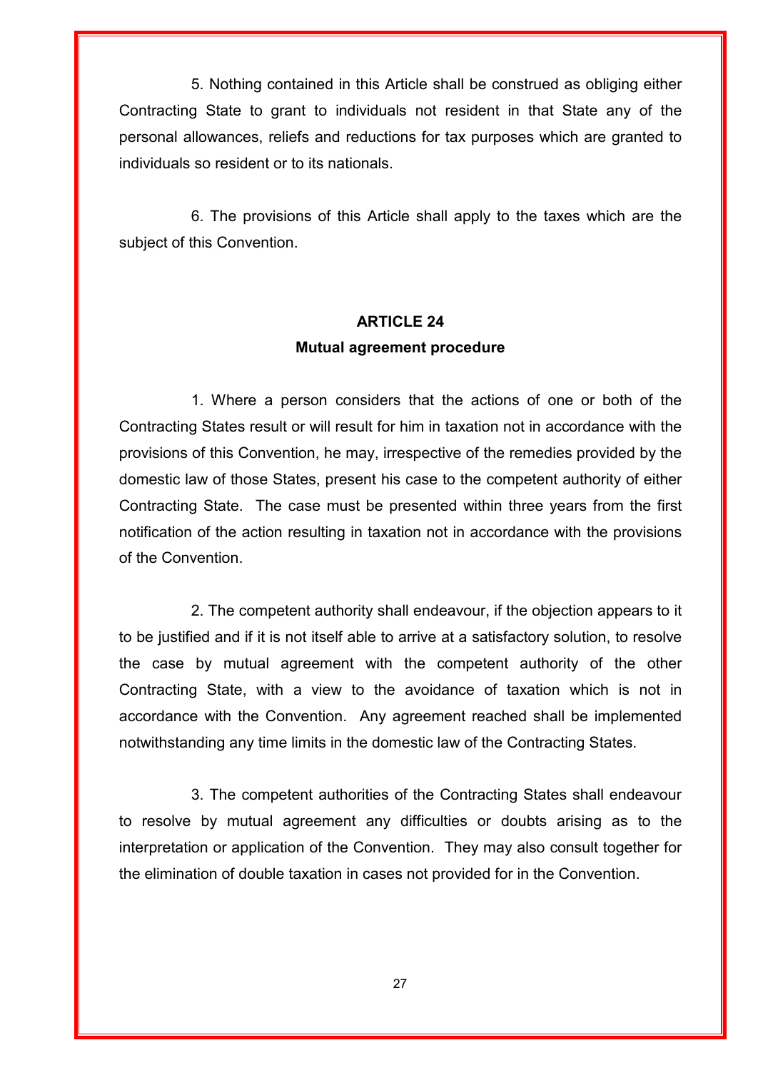5. Nothing contained in this Article shall be construed as obliging either Contracting State to grant to individuals not resident in that State any of the personal allowances, reliefs and reductions for tax purposes which are granted to individuals so resident or to its nationals.

6. The provisions of this Article shall apply to the taxes which are the subject of this Convention.

## ARTICLE 24
### Mutual agreement procedure

1. Where a person considers that the actions of one or both of the Contracting States result or will result for him in taxation not in accordance with the provisions of this Convention, he may, irrespective of the remedies provided by the domestic law of those States, present his case to the competent authority of either Contracting State. The case must be presented within three years from the first notification of the action resulting in taxation not in accordance with the provisions of the Convention.

2. The competent authority shall endeavour, if the objection appears to it to be justified and if it is not itself able to arrive at a satisfactory solution, to resolve the case by mutual agreement with the competent authority of the other Contracting State, with a view to the avoidance of taxation which is not in accordance with the Convention. Any agreement reached shall be implemented notwithstanding any time limits in the domestic law of the Contracting States.

3. The competent authorities of the Contracting States shall endeavour to resolve by mutual agreement any difficulties or doubts arising as to the interpretation or application of the Convention. They may also consult together for the elimination of double taxation in cases not provided for in the Convention.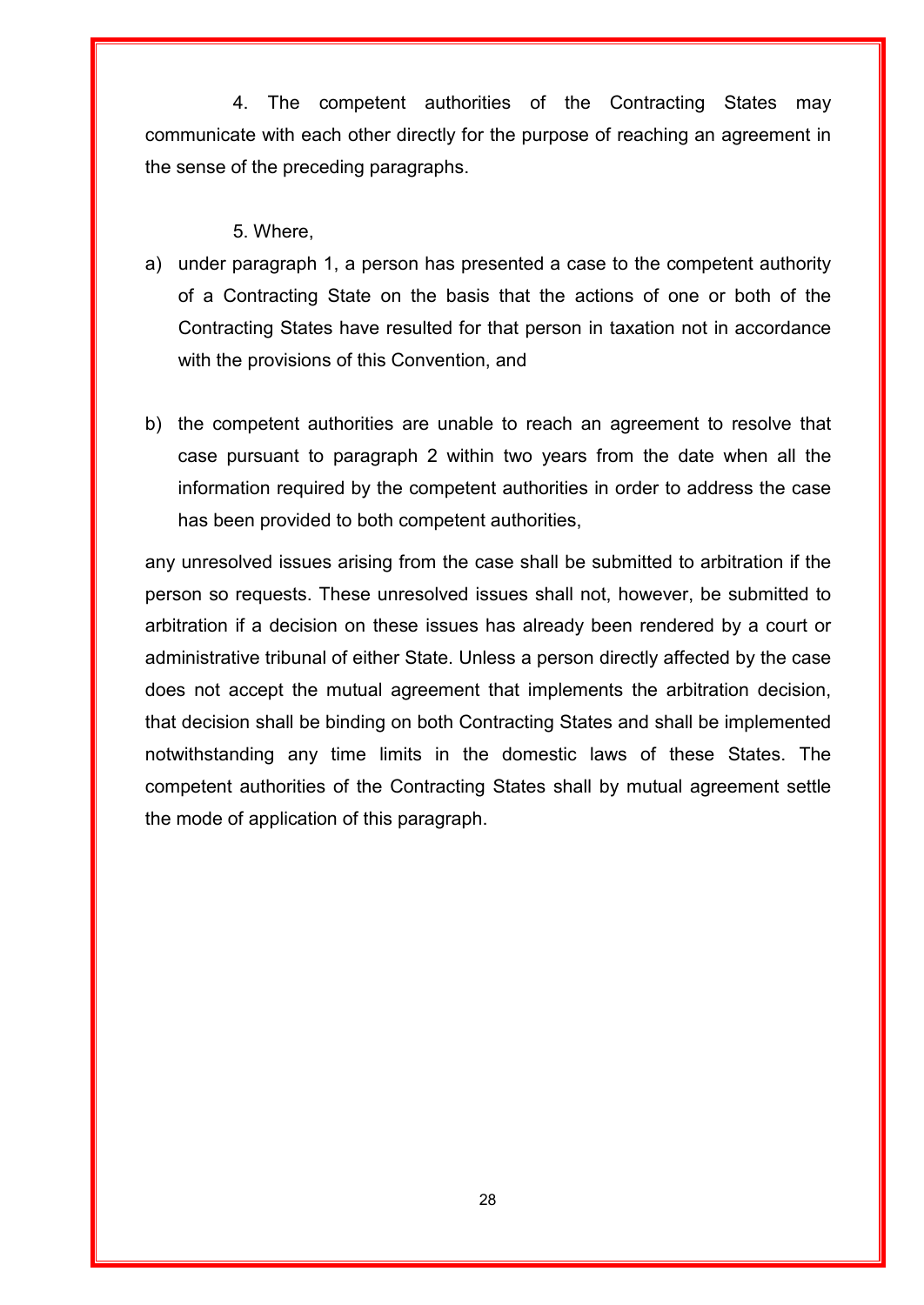4. The competent authorities of the Contracting States may communicate with each other directly for the purpose of reaching an agreement in the sense of the preceding paragraphs.

5. Where,

a) under paragraph 1, a person has presented a case to the competent authority of a Contracting State on the basis that the actions of one or both of the Contracting States have resulted for that person in taxation not in accordance with the provisions of this Convention, and

b) the competent authorities are unable to reach an agreement to resolve that case pursuant to paragraph 2 within two years from the date when all the information required by the competent authorities in order to address the case has been provided to both competent authorities,

any unresolved issues arising from the case shall be submitted to arbitration if the person so requests. These unresolved issues shall not, however, be submitted to arbitration if a decision on these issues has already been rendered by a court or administrative tribunal of either State. Unless a person directly affected by the case does not accept the mutual agreement that implements the arbitration decision, that decision shall be binding on both Contracting States and shall be implemented notwithstanding any time limits in the domestic laws of these States. The competent authorities of the Contracting States shall by mutual agreement settle the mode of application of this paragraph.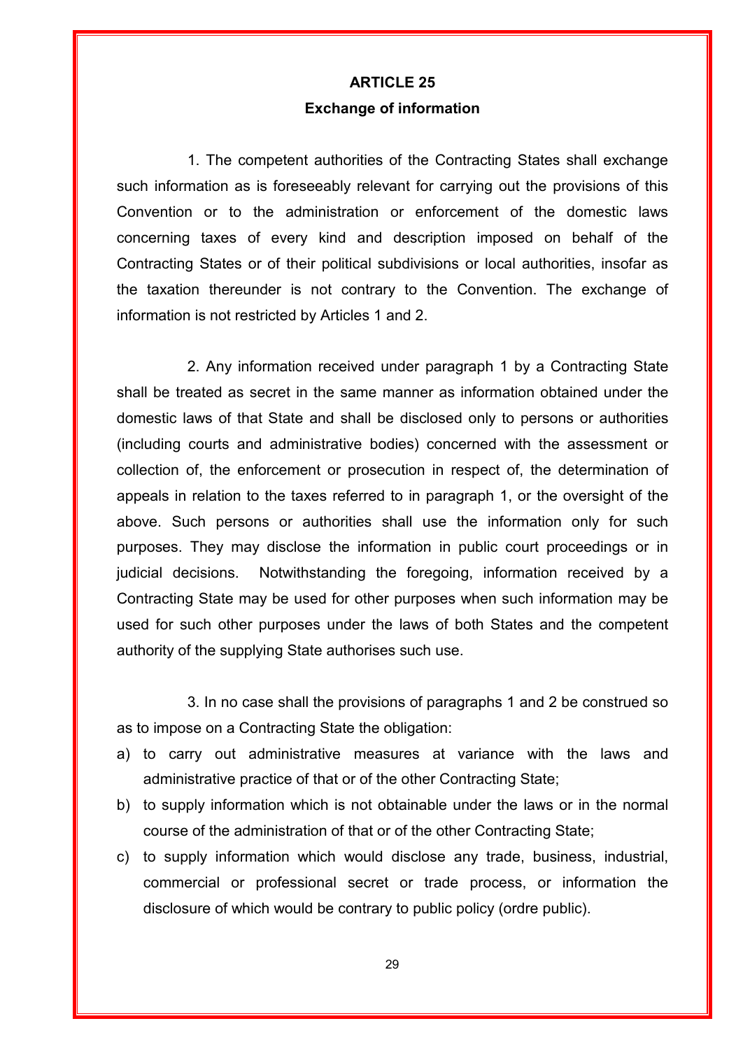## ARTICLE 25

### Exchange of information

1. The competent authorities of the Contracting States shall exchange such information as is foreseeably relevant for carrying out the provisions of this Convention or to the administration or enforcement of the domestic laws concerning taxes of every kind and description imposed on behalf of the Contracting States or of their political subdivisions or local authorities, insofar as the taxation thereunder is not contrary to the Convention. The exchange of information is not restricted by Articles 1 and 2.

2. Any information received under paragraph 1 by a Contracting State shall be treated as secret in the same manner as information obtained under the domestic laws of that State and shall be disclosed only to persons or authorities (including courts and administrative bodies) concerned with the assessment or collection of, the enforcement or prosecution in respect of, the determination of appeals in relation to the taxes referred to in paragraph 1, or the oversight of the above. Such persons or authorities shall use the information only for such purposes. They may disclose the information in public court proceedings or in judicial decisions. Notwithstanding the foregoing, information received by a Contracting State may be used for other purposes when such information may be used for such other purposes under the laws of both States and the competent authority of the supplying State authorises such use.

3. In no case shall the provisions of paragraphs 1 and 2 be construed so as to impose on a Contracting State the obligation:

a) to carry out administrative measures at variance with the laws and administrative practice of that or of the other Contracting State;
b) to supply information which is not obtainable under the laws or in the normal course of the administration of that or of the other Contracting State;
c) to supply information which would disclose any trade, business, industrial, commercial or professional secret or trade process, or information the disclosure of which would be contrary to public policy (ordre public).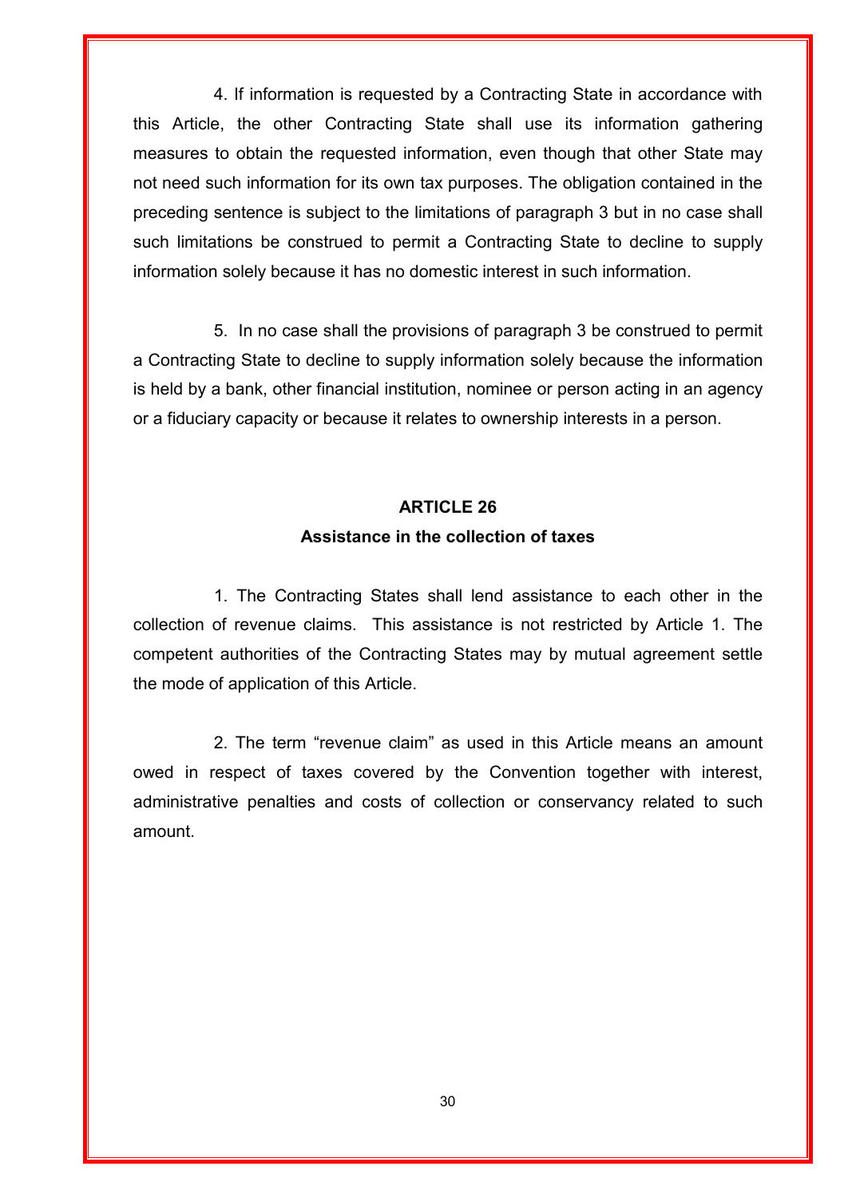4. If information is requested by a Contracting State in accordance with this Article, the other Contracting State shall use its information gathering measures to obtain the requested information, even though that other State may not need such information for its own tax purposes. The obligation contained in the preceding sentence is subject to the limitations of paragraph 3 but in no case shall such limitations be construed to permit a Contracting State to decline to supply information solely because it has no domestic interest in such information.

5. In no case shall the provisions of paragraph 3 be construed to permit a Contracting State to decline to supply information solely because the information is held by a bank, other financial institution, nominee or person acting in an agency or a fiduciary capacity or because it relates to ownership interests in a person.

## ARTICLE 26

### Assistance in the collection of taxes

1. The Contracting States shall lend assistance to each other in the collection of revenue claims. This assistance is not restricted by Article 1. The competent authorities of the Contracting States may by mutual agreement settle the mode of application of this Article.

2. The term “revenue claim” as used in this Article means an amount owed in respect of taxes covered by the Convention together with interest, administrative penalties and costs of collection or conservancy related to such amount.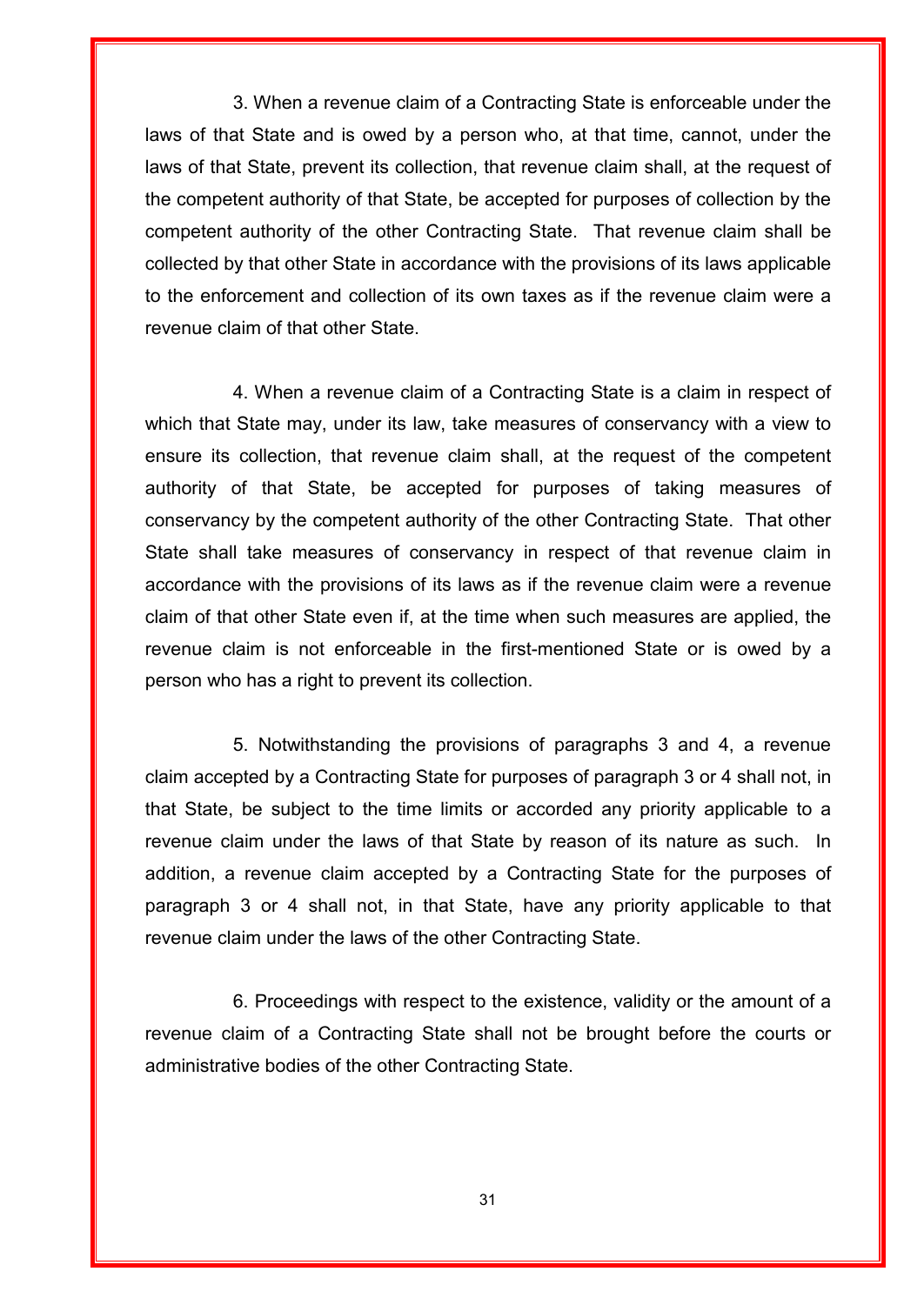3. When a revenue claim of a Contracting State is enforceable under the laws of that State and is owed by a person who, at that time, cannot, under the laws of that State, prevent its collection, that revenue claim shall, at the request of the competent authority of that State, be accepted for purposes of collection by the competent authority of the other Contracting State. That revenue claim shall be collected by that other State in accordance with the provisions of its laws applicable to the enforcement and collection of its own taxes as if the revenue claim were a revenue claim of that other State.

4. When a revenue claim of a Contracting State is a claim in respect of which that State may, under its law, take measures of conservancy with a view to ensure its collection, that revenue claim shall, at the request of the competent authority of that State, be accepted for purposes of taking measures of conservancy by the competent authority of the other Contracting State. That other State shall take measures of conservancy in respect of that revenue claim in accordance with the provisions of its laws as if the revenue claim were a revenue claim of that other State even if, at the time when such measures are applied, the revenue claim is not enforceable in the first-mentioned State or is owed by a person who has a right to prevent its collection.

5. Notwithstanding the provisions of paragraphs 3 and 4, a revenue claim accepted by a Contracting State for purposes of paragraph 3 or 4 shall not, in that State, be subject to the time limits or accorded any priority applicable to a revenue claim under the laws of that State by reason of its nature as such. In addition, a revenue claim accepted by a Contracting State for the purposes of paragraph 3 or 4 shall not, in that State, have any priority applicable to that revenue claim under the laws of the other Contracting State.

6. Proceedings with respect to the existence, validity or the amount of a revenue claim of a Contracting State shall not be brought before the courts or administrative bodies of the other Contracting State.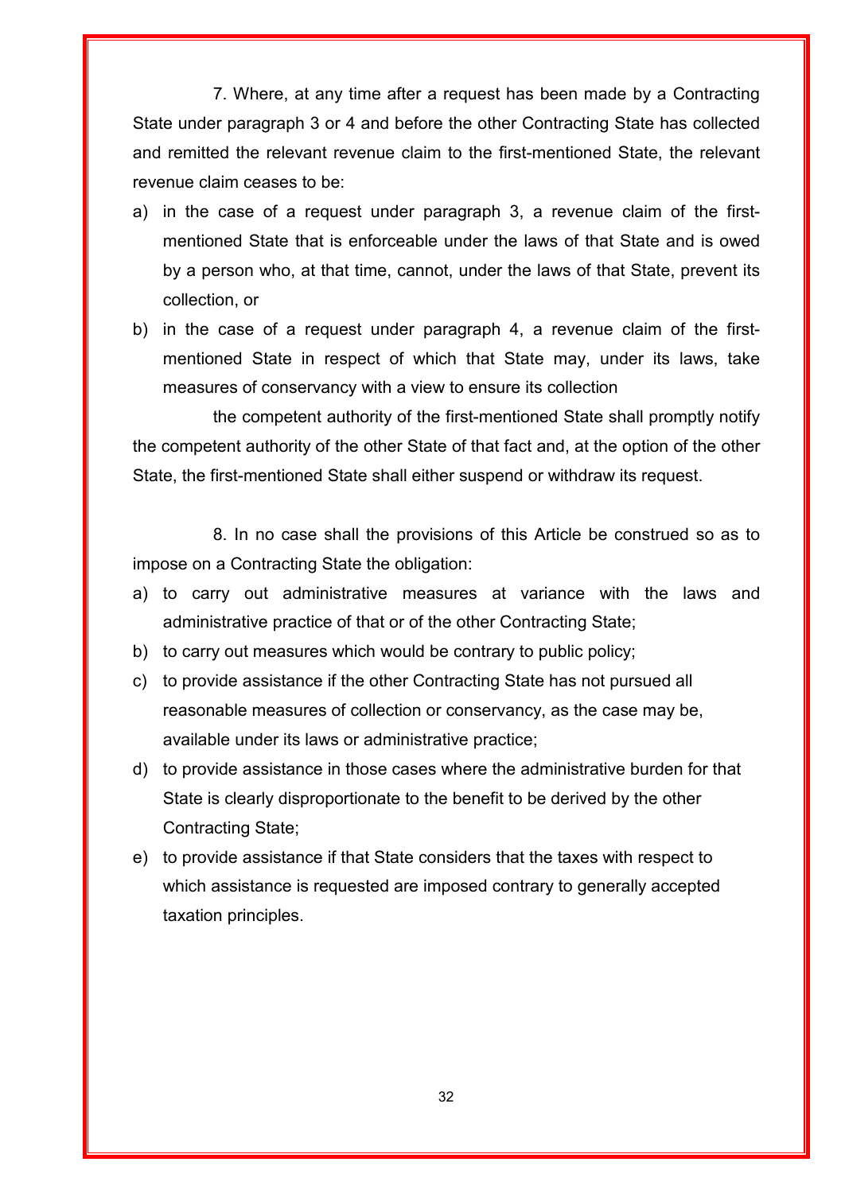7. Where, at any time after a request has been made by a Contracting State under paragraph 3 or 4 and before the other Contracting State has collected and remitted the relevant revenue claim to the first-mentioned State, the relevant revenue claim ceases to be:

a) in the case of a request under paragraph 3, a revenue claim of the first-mentioned State that is enforceable under the laws of that State and is owed by a person who, at that time, cannot, under the laws of that State, prevent its collection, or

b) in the case of a request under paragraph 4, a revenue claim of the first-mentioned State in respect of which that State may, under its laws, take measures of conservancy with a view to ensure its collection

the competent authority of the first-mentioned State shall promptly notify the competent authority of the other State of that fact and, at the option of the other State, the first-mentioned State shall either suspend or withdraw its request.

8. In no case shall the provisions of this Article be construed so as to impose on a Contracting State the obligation:

a) to carry out administrative measures at variance with the laws and administrative practice of that or of the other Contracting State;

b) to carry out measures which would be contrary to public policy;

c) to provide assistance if the other Contracting State has not pursued all reasonable measures of collection or conservancy, as the case may be, available under its laws or administrative practice;

d) to provide assistance in those cases where the administrative burden for that State is clearly disproportionate to the benefit to be derived by the other Contracting State;

e) to provide assistance if that State considers that the taxes with respect to which assistance is requested are imposed contrary to generally accepted taxation principles.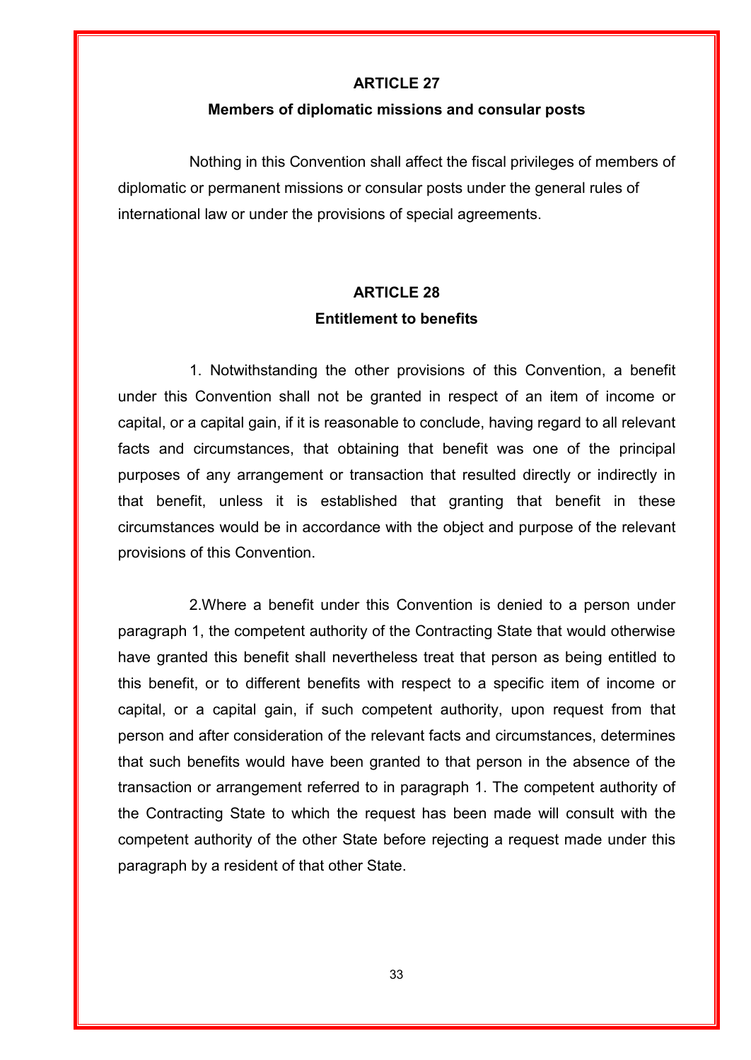## ARTICLE 27

### Members of diplomatic missions and consular posts

Nothing in this Convention shall affect the fiscal privileges of members of diplomatic or permanent missions or consular posts under the general rules of international law or under the provisions of special agreements.

## ARTICLE 28

### Entitlement to benefits

1. Notwithstanding the other provisions of this Convention, a benefit under this Convention shall not be granted in respect of an item of income or capital, or a capital gain, if it is reasonable to conclude, having regard to all relevant facts and circumstances, that obtaining that benefit was one of the principal purposes of any arrangement or transaction that resulted directly or indirectly in that benefit, unless it is established that granting that benefit in these circumstances would be in accordance with the object and purpose of the relevant provisions of this Convention.

2.Where a benefit under this Convention is denied to a person under paragraph 1, the competent authority of the Contracting State that would otherwise have granted this benefit shall nevertheless treat that person as being entitled to this benefit, or to different benefits with respect to a specific item of income or capital, or a capital gain, if such competent authority, upon request from that person and after consideration of the relevant facts and circumstances, determines that such benefits would have been granted to that person in the absence of the transaction or arrangement referred to in paragraph 1. The competent authority of the Contracting State to which the request has been made will consult with the competent authority of the other State before rejecting a request made under this paragraph by a resident of that other State.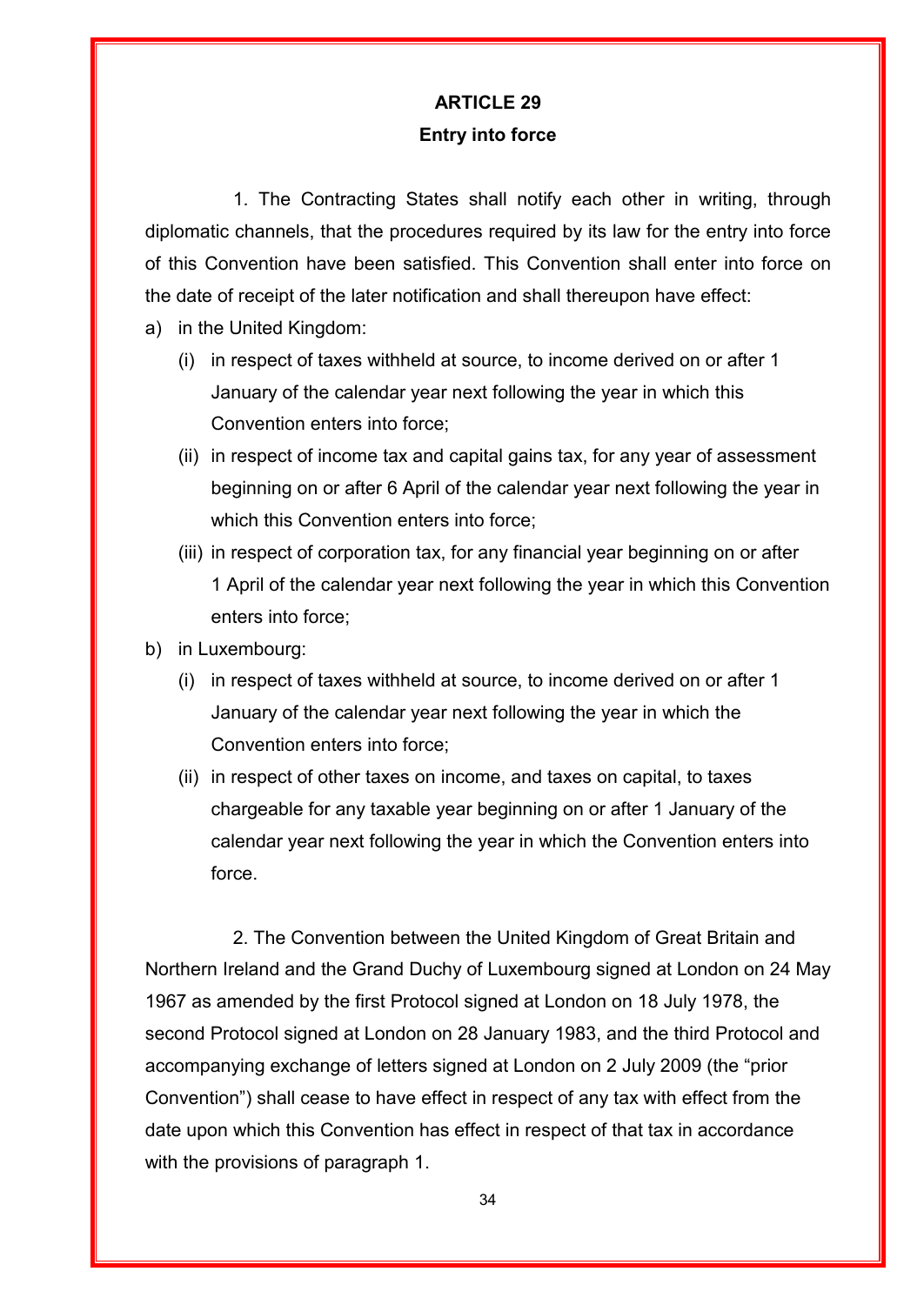## ARTICLE 29

### Entry into force

1. The Contracting States shall notify each other in writing, through diplomatic channels, that the procedures required by its law for the entry into force of this Convention have been satisfied. This Convention shall enter into force on the date of receipt of the later notification and shall thereupon have effect:

a) in the United Kingdom:
   - (i) in respect of taxes withheld at source, to income derived on or after 1 January of the calendar year next following the year in which this Convention enters into force;
   - (ii) in respect of income tax and capital gains tax, for any year of assessment beginning on or after 6 April of the calendar year next following the year in which this Convention enters into force;
   - (iii) in respect of corporation tax, for any financial year beginning on or after 1 April of the calendar year next following the year in which this Convention enters into force;

b) in Luxembourg:
   - (i) in respect of taxes withheld at source, to income derived on or after 1 January of the calendar year next following the year in which the Convention enters into force;
   - (ii) in respect of other taxes on income, and taxes on capital, to taxes chargeable for any taxable year beginning on or after 1 January of the calendar year next following the year in which the Convention enters into force.

2. The Convention between the United Kingdom of Great Britain and Northern Ireland and the Grand Duchy of Luxembourg signed at London on 24 May 1967 as amended by the first Protocol signed at London on 18 July 1978, the second Protocol signed at London on 28 January 1983, and the third Protocol and accompanying exchange of letters signed at London on 2 July 2009 (the "prior Convention") shall cease to have effect in respect of any tax with effect from the date upon which this Convention has effect in respect of that tax in accordance with the provisions of paragraph 1.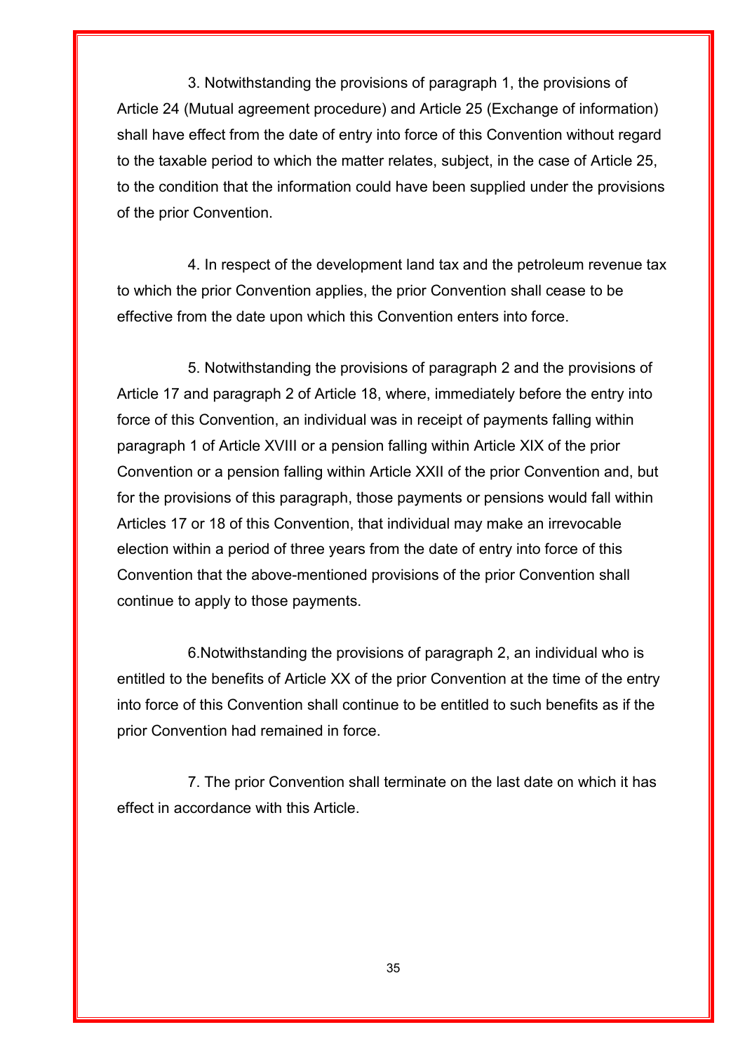3. Notwithstanding the provisions of paragraph 1, the provisions of Article 24 (Mutual agreement procedure) and Article 25 (Exchange of information) shall have effect from the date of entry into force of this Convention without regard to the taxable period to which the matter relates, subject, in the case of Article 25, to the condition that the information could have been supplied under the provisions of the prior Convention.

4. In respect of the development land tax and the petroleum revenue tax to which the prior Convention applies, the prior Convention shall cease to be effective from the date upon which this Convention enters into force.

5. Notwithstanding the provisions of paragraph 2 and the provisions of Article 17 and paragraph 2 of Article 18, where, immediately before the entry into force of this Convention, an individual was in receipt of payments falling within paragraph 1 of Article XVIII or a pension falling within Article XIX of the prior Convention or a pension falling within Article XXII of the prior Convention and, but for the provisions of this paragraph, those payments or pensions would fall within Articles 17 or 18 of this Convention, that individual may make an irrevocable election within a period of three years from the date of entry into force of this Convention that the above-mentioned provisions of the prior Convention shall continue to apply to those payments.

6.Notwithstanding the provisions of paragraph 2, an individual who is entitled to the benefits of Article XX of the prior Convention at the time of the entry into force of this Convention shall continue to be entitled to such benefits as if the prior Convention had remained in force.

7. The prior Convention shall terminate on the last date on which it has effect in accordance with this Article.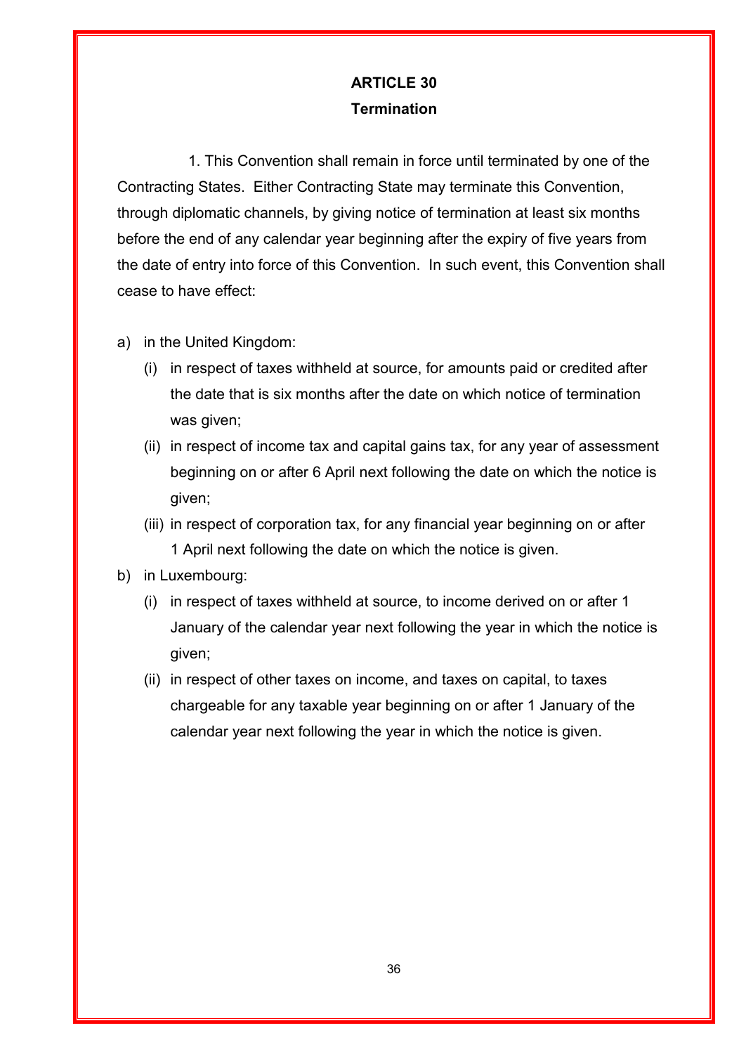## ARTICLE 30

## Termination

1. This Convention shall remain in force until terminated by one of the Contracting States. Either Contracting State may terminate this Convention, through diplomatic channels, by giving notice of termination at least six months before the end of any calendar year beginning after the expiry of five years from the date of entry into force of this Convention. In such event, this Convention shall cease to have effect:

a) in the United Kingdom:
   - (i) in respect of taxes withheld at source, for amounts paid or credited after the date that is six months after the date on which notice of termination was given;
   - (ii) in respect of income tax and capital gains tax, for any year of assessment beginning on or after 6 April next following the date on which the notice is given;
   - (iii) in respect of corporation tax, for any financial year beginning on or after 1 April next following the date on which the notice is given.

b) in Luxembourg:
   - (i) in respect of taxes withheld at source, to income derived on or after 1 January of the calendar year next following the year in which the notice is given;
   - (ii) in respect of other taxes on income, and taxes on capital, to taxes chargeable for any taxable year beginning on or after 1 January of the calendar year next following the year in which the notice is given.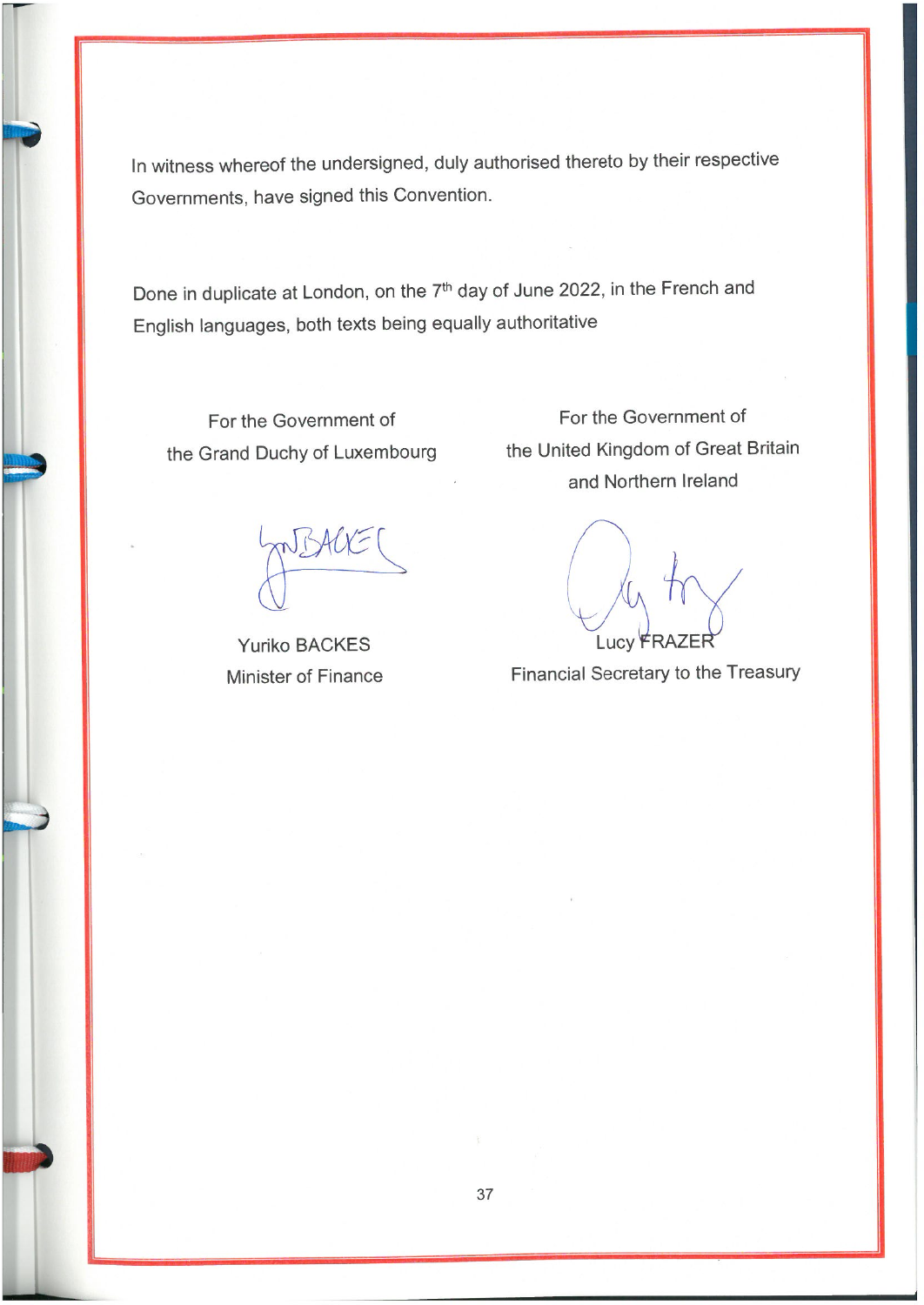In witness whereof the undersigned, duly authorised thereto by their respective Governments, have signed this Convention.

Done in duplicate at London, on the 7th day of June 2022, in the French and English languages, both texts being equally authoritative

| For the Government of the Grand Duchy of Luxembourg | For the Government of the United Kingdom of Great Britain and Northern Ireland |
| --- | --- |
| Yuriko BACKES | Lucy FRAZER |
| Minister of Finance | Financial Secretary to the Treasury |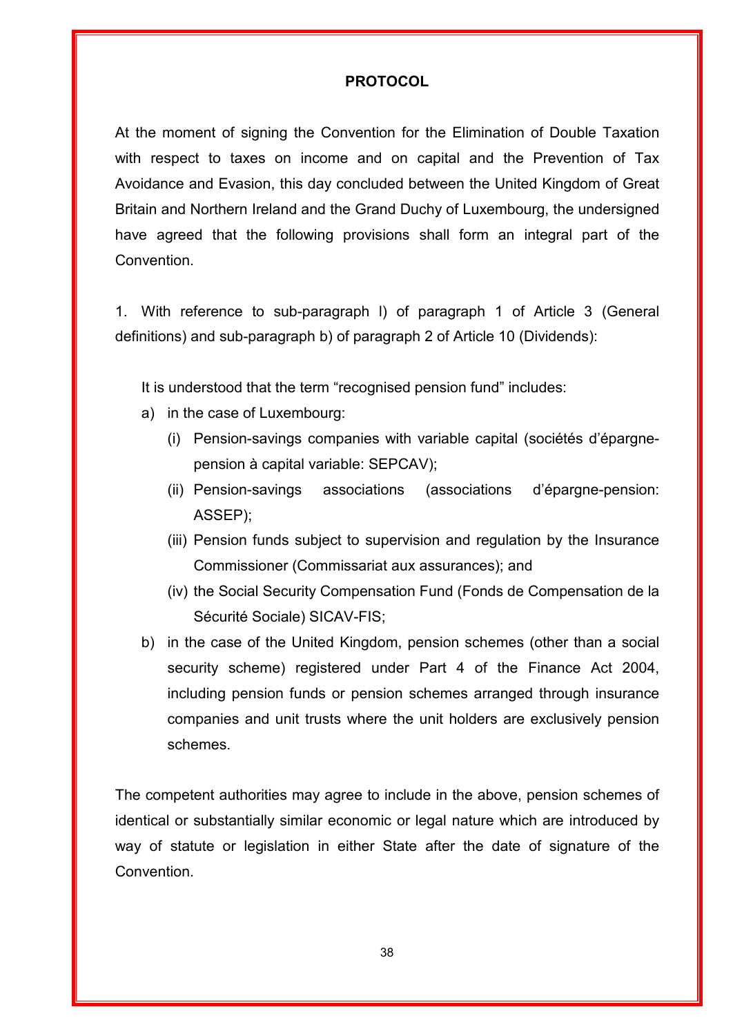# PROTOCOL

At the moment of signing the Convention for the Elimination of Double Taxation with respect to taxes on income and on capital and the Prevention of Tax Avoidance and Evasion, this day concluded between the United Kingdom of Great Britain and Northern Ireland and the Grand Duchy of Luxembourg, the undersigned have agreed that the following provisions shall form an integral part of the Convention.

1. With reference to sub-paragraph l) of paragraph 1 of Article 3 (General definitions) and sub-paragraph b) of paragraph 2 of Article 10 (Dividends):

It is understood that the term "recognised pension fund" includes:

a) in the case of Luxembourg:
   - (i) Pension-savings companies with variable capital (sociétés d'épargne-pension à capital variable: SEPCAV);
   - (ii) Pension-savings associations (associations d'épargne-pension: ASSEP);
   - (iii) Pension funds subject to supervision and regulation by the Insurance Commissioner (Commissariat aux assurances); and
   - (iv) the Social Security Compensation Fund (Fonds de Compensation de la Sécurité Sociale) SICAV-FIS;

b) in the case of the United Kingdom, pension schemes (other than a social security scheme) registered under Part 4 of the Finance Act 2004, including pension funds or pension schemes arranged through insurance companies and unit trusts where the unit holders are exclusively pension schemes.

The competent authorities may agree to include in the above, pension schemes of identical or substantially similar economic or legal nature which are introduced by way of statute or legislation in either State after the date of signature of the Convention.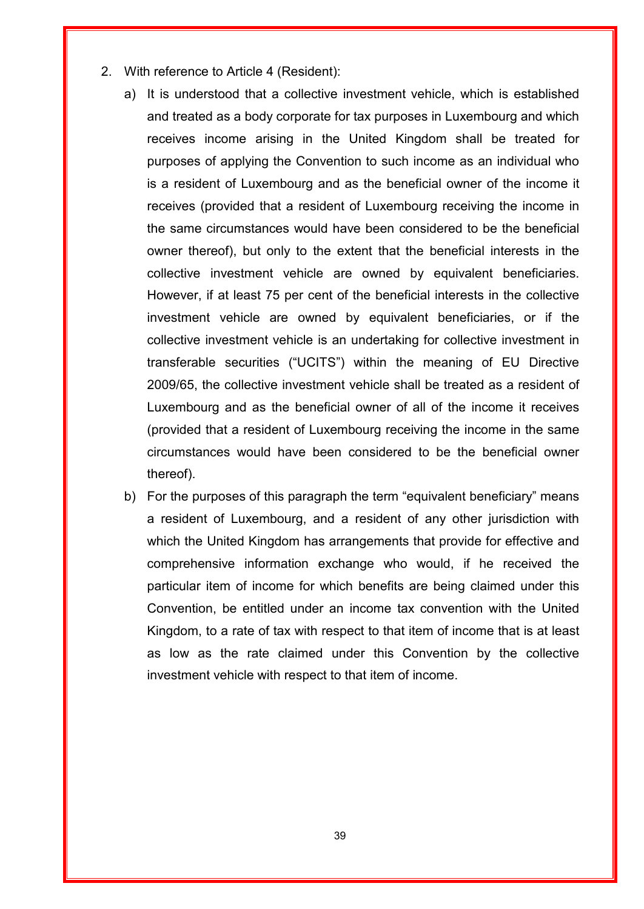2. With reference to Article 4 (Resident):

   a) It is understood that a collective investment vehicle, which is established and treated as a body corporate for tax purposes in Luxembourg and which receives income arising in the United Kingdom shall be treated for purposes of applying the Convention to such income as an individual who is a resident of Luxembourg and as the beneficial owner of the income it receives (provided that a resident of Luxembourg receiving the income in the same circumstances would have been considered to be the beneficial owner thereof), but only to the extent that the beneficial interests in the collective investment vehicle are owned by equivalent beneficiaries. However, if at least 75 per cent of the beneficial interests in the collective investment vehicle are owned by equivalent beneficiaries, or if the collective investment vehicle is an undertaking for collective investment in transferable securities ("UCITS") within the meaning of EU Directive 2009/65, the collective investment vehicle shall be treated as a resident of Luxembourg and as the beneficial owner of all of the income it receives (provided that a resident of Luxembourg receiving the income in the same circumstances would have been considered to be the beneficial owner thereof).

   b) For the purposes of this paragraph the term "equivalent beneficiary" means a resident of Luxembourg, and a resident of any other jurisdiction with which the United Kingdom has arrangements that provide for effective and comprehensive information exchange who would, if he received the particular item of income for which benefits are being claimed under this Convention, be entitled under an income tax convention with the United Kingdom, to a rate of tax with respect to that item of income that is at least as low as the rate claimed under this Convention by the collective investment vehicle with respect to that item of income.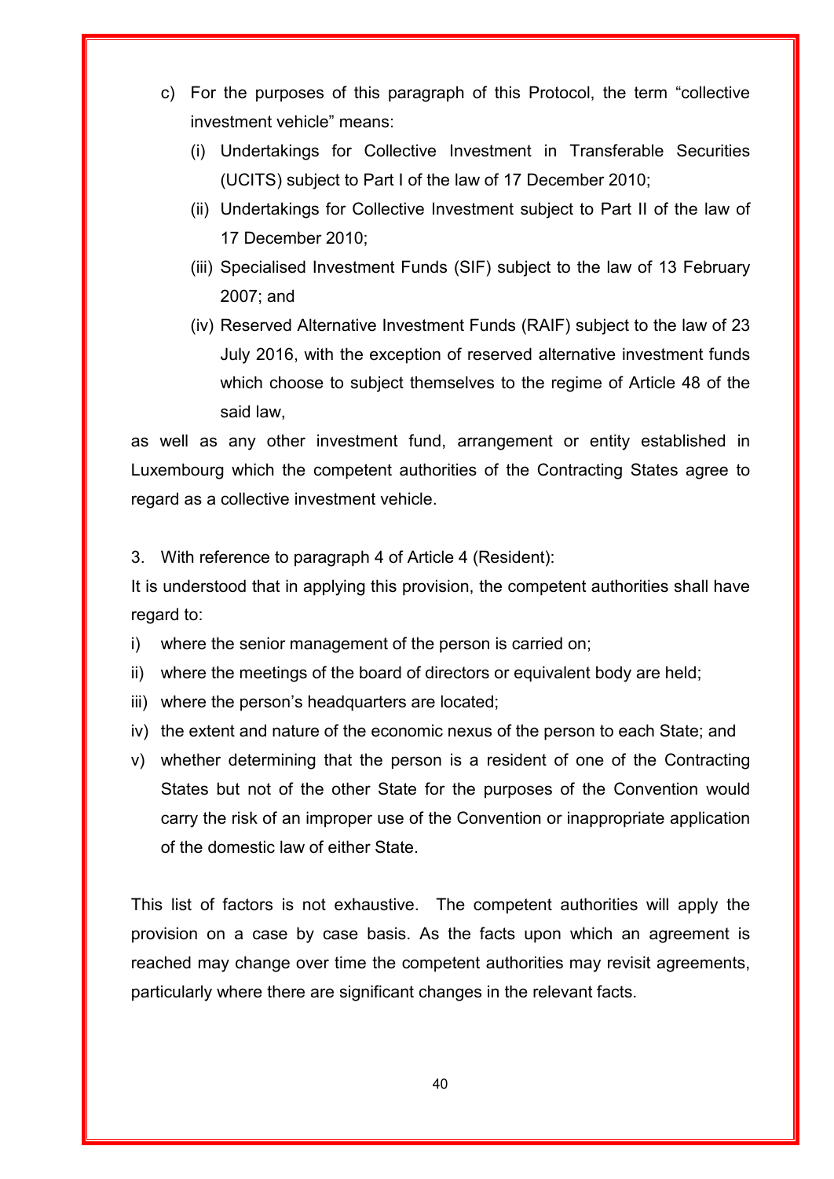c) For the purposes of this paragraph of this Protocol, the term “collective investment vehicle” means:

   (i) Undertakings for Collective Investment in Transferable Securities (UCITS) subject to Part I of the law of 17 December 2010;

   (ii) Undertakings for Collective Investment subject to Part II of the law of 17 December 2010;

   (iii) Specialised Investment Funds (SIF) subject to the law of 13 February 2007; and

   (iv) Reserved Alternative Investment Funds (RAIF) subject to the law of 23 July 2016, with the exception of reserved alternative investment funds which choose to subject themselves to the regime of Article 48 of the said law,

as well as any other investment fund, arrangement or entity established in Luxembourg which the competent authorities of the Contracting States agree to regard as a collective investment vehicle.

3. With reference to paragraph 4 of Article 4 (Resident):

It is understood that in applying this provision, the competent authorities shall have regard to:

i) where the senior management of the person is carried on;

ii) where the meetings of the board of directors or equivalent body are held;

iii) where the person’s headquarters are located;

iv) the extent and nature of the economic nexus of the person to each State; and

v) whether determining that the person is a resident of one of the Contracting States but not of the other State for the purposes of the Convention would carry the risk of an improper use of the Convention or inappropriate application of the domestic law of either State.

This list of factors is not exhaustive. The competent authorities will apply the provision on a case by case basis. As the facts upon which an agreement is reached may change over time the competent authorities may revisit agreements, particularly where there are significant changes in the relevant facts.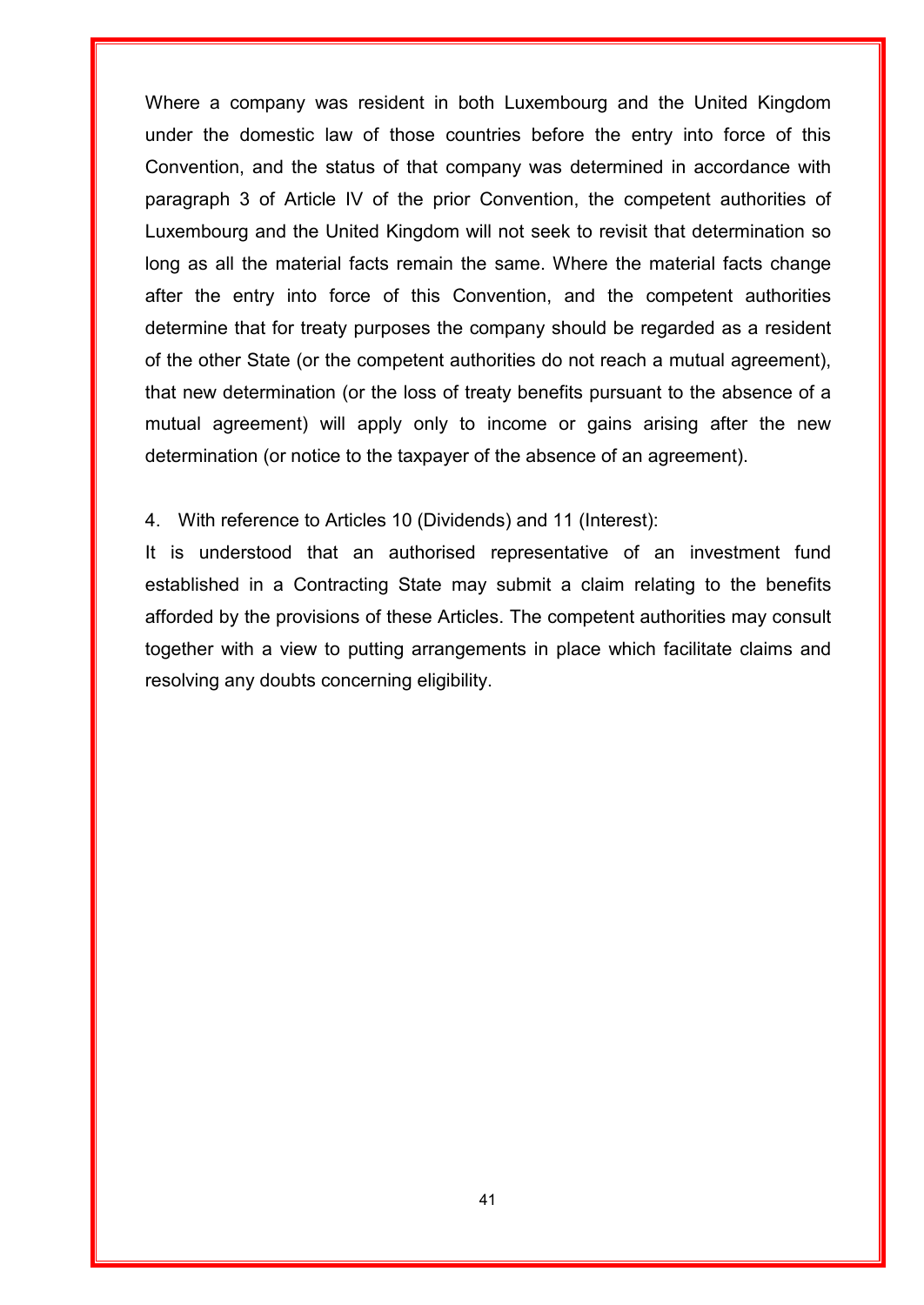Where a company was resident in both Luxembourg and the United Kingdom under the domestic law of those countries before the entry into force of this Convention, and the status of that company was determined in accordance with paragraph 3 of Article IV of the prior Convention, the competent authorities of Luxembourg and the United Kingdom will not seek to revisit that determination so long as all the material facts remain the same. Where the material facts change after the entry into force of this Convention, and the competent authorities determine that for treaty purposes the company should be regarded as a resident of the other State (or the competent authorities do not reach a mutual agreement), that new determination (or the loss of treaty benefits pursuant to the absence of a mutual agreement) will apply only to income or gains arising after the new determination (or notice to the taxpayer of the absence of an agreement).

4. With reference to Articles 10 (Dividends) and 11 (Interest):

It is understood that an authorised representative of an investment fund established in a Contracting State may submit a claim relating to the benefits afforded by the provisions of these Articles. The competent authorities may consult together with a view to putting arrangements in place which facilitate claims and resolving any doubts concerning eligibility.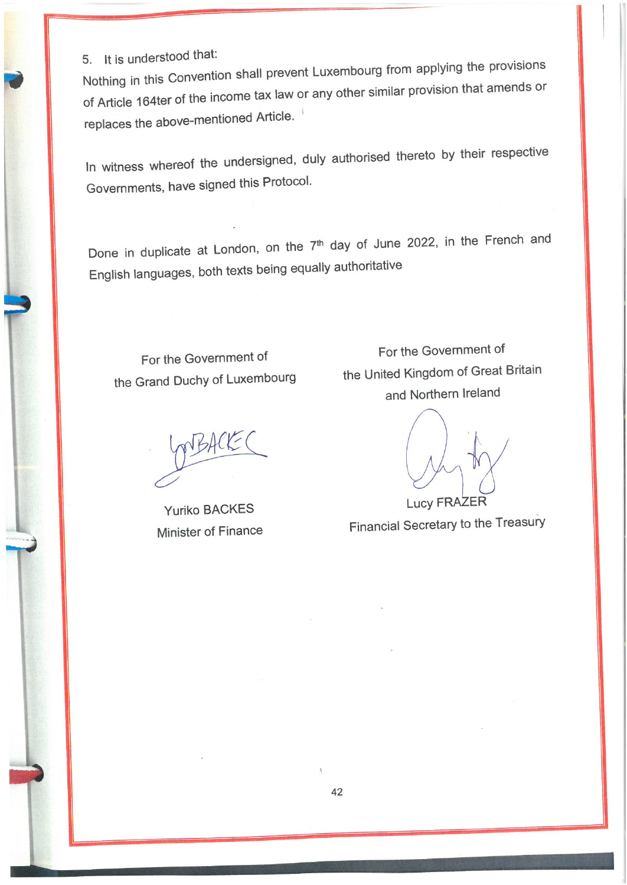5. It is understood that:

Nothing in this Convention shall prevent Luxembourg from applying the provisions of Article 164ter of the income tax law or any other similar provision that amends or replaces the above-mentioned Article.

In witness whereof the undersigned, duly authorised thereto by their respective Governments, have signed this Protocol.

Done in duplicate at London, on the 7th day of June 2022, in the French and English languages, both texts being equally authoritative

| For the Government of the Grand Duchy of Luxembourg | For the Government of the United Kingdom of Great Britain and Northern Ireland |
| --- | --- |
| Yuriko BACKES | Lucy FRAZER |
| Minister of Finance | Financial Secretary to the Treasury |